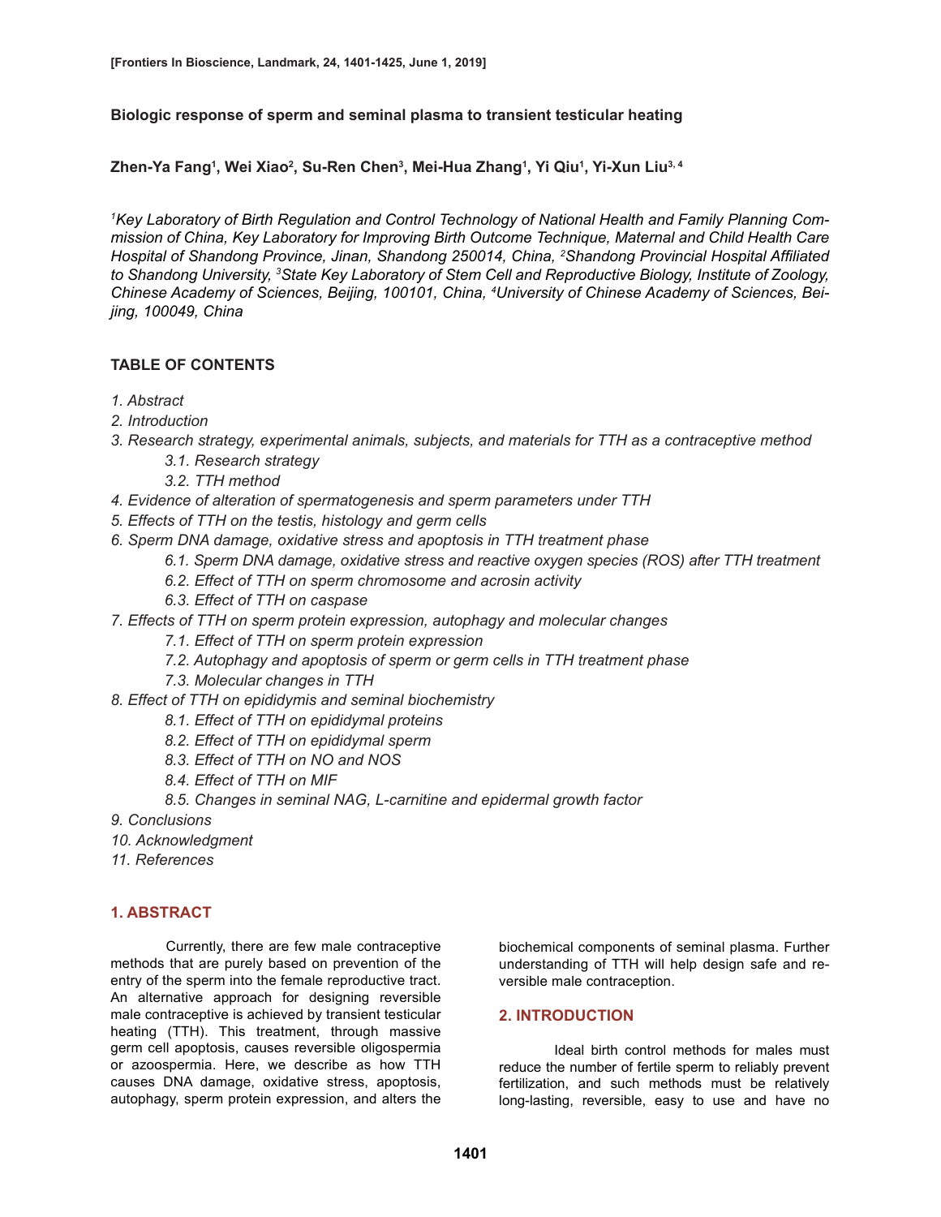# Biologic response of sperm and seminal plasma to transient testicular heating

**Zhen-Ya Fang[1], Wei Xiao[2], Su-Ren Chen[3], Mei-Hua Zhang[1], Yi Qiu[1], Yi-Xun Liu[3,4]**

*[1]Key Laboratory of Birth Regulation and Control Technology of National Health and Family Planning Commission of China, Key Laboratory for Improving Birth Outcome Technique, Maternal and Child Health Care Hospital of Shandong Province, Jinan, Shandong 250014, China, [2]Shandong Provincial Hospital Affiliated to Shandong University, [3]State Key Laboratory of Stem Cell and Reproductive Biology, Institute of Zoology, Chinese Academy of Sciences, Beijing, 100101, China, [4]University of Chinese Academy of Sciences, Beijing, 100049, China*

## TABLE OF CONTENTS

*1. Abstract*

*2. Introduction*

*3. Research strategy, experimental animals, subjects, and materials for TTH as a contraceptive method*
- *3.1. Research strategy*
- *3.2. TTH method*

*4. Evidence of alteration of spermatogenesis and sperm parameters under TTH*

*5. Effects of TTH on the testis, histology and germ cells*

*6. Sperm DNA damage, oxidative stress and apoptosis in TTH treatment phase*
- *6.1. Sperm DNA damage, oxidative stress and reactive oxygen species (ROS) after TTH treatment*
- *6.2. Effect of TTH on sperm chromosome and acrosin activity*
- *6.3. Effect of TTH on caspase*

*7. Effects of TTH on sperm protein expression, autophagy and molecular changes*
- *7.1. Effect of TTH on sperm protein expression*
- *7.2. Autophagy and apoptosis of sperm or germ cells in TTH treatment phase*
- *7.3. Molecular changes in TTH*

*8. Effect of TTH on epididymis and seminal biochemistry*
- *8.1. Effect of TTH on epididymal proteins*
- *8.2. Effect of TTH on epididymal sperm*
- *8.3. Effect of TTH on NO and NOS*
- *8.4. Effect of TTH on MIF*
- *8.5. Changes in seminal NAG, L-carnitine and epidermal growth factor*

*9. Conclusions*

*10. Acknowledgment*

*11. References*

## 1. ABSTRACT

Currently, there are few male contraceptive methods that are purely based on prevention of the entry of the sperm into the female reproductive tract. An alternative approach for designing reversible male contraceptive is achieved by transient testicular heating (TTH). This treatment, through massive germ cell apoptosis, causes reversible oligospermia or azoospermia. Here, we describe as how TTH causes DNA damage, oxidative stress, apoptosis, autophagy, sperm protein expression, and alters the biochemical components of seminal plasma. Further understanding of TTH will help design safe and reversible male contraception.

## 2. INTRODUCTION

Ideal birth control methods for males must reduce the number of fertile sperm to reliably prevent fertilization, and such methods must be relatively long-lasting, reversible, easy to use and have no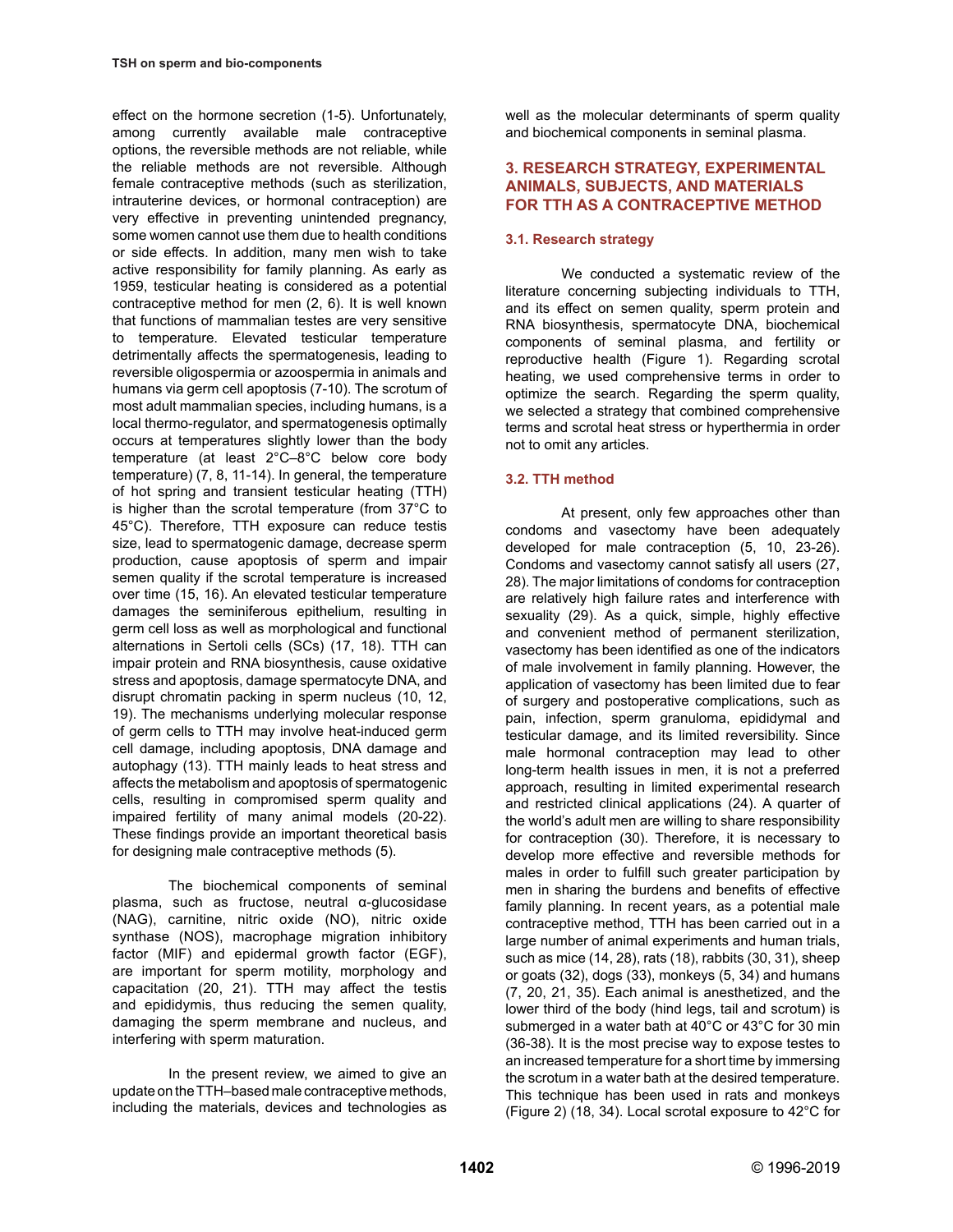effect on the hormone secretion (1-5). Unfortunately, among currently available male contraceptive options, the reversible methods are not reliable, while the reliable methods are not reversible. Although female contraceptive methods (such as sterilization, intrauterine devices, or hormonal contraception) are very effective in preventing unintended pregnancy, some women cannot use them due to health conditions or side effects. In addition, many men wish to take active responsibility for family planning. As early as 1959, testicular heating is considered as a potential contraceptive method for men (2, 6). It is well known that functions of mammalian testes are very sensitive to temperature. Elevated testicular temperature detrimentally affects the spermatogenesis, leading to reversible oligospermia or azoospermia in animals and humans via germ cell apoptosis (7-10). The scrotum of most adult mammalian species, including humans, is a local thermo-regulator, and spermatogenesis optimally occurs at temperatures slightly lower than the body temperature (at least 2°C–8°C below core body temperature) (7, 8, 11-14). In general, the temperature of hot spring and transient testicular heating (TTH) is higher than the scrotal temperature (from 37°C to 45°C). Therefore, TTH exposure can reduce testis size, lead to spermatogenic damage, decrease sperm production, cause apoptosis of sperm and impair semen quality if the scrotal temperature is increased over time (15, 16). An elevated testicular temperature damages the seminiferous epithelium, resulting in germ cell loss as well as morphological and functional alternations in Sertoli cells (SCs) (17, 18). TTH can impair protein and RNA biosynthesis, cause oxidative stress and apoptosis, damage spermatocyte DNA, and disrupt chromatin packing in sperm nucleus (10, 12, 19). The mechanisms underlying molecular response of germ cells to TTH may involve heat-induced germ cell damage, including apoptosis, DNA damage and autophagy (13). TTH mainly leads to heat stress and affects the metabolism and apoptosis of spermatogenic cells, resulting in compromised sperm quality and impaired fertility of many animal models (20-22). These findings provide an important theoretical basis for designing male contraceptive methods (5).

The biochemical components of seminal plasma, such as fructose, neutral α-glucosidase (NAG), carnitine, nitric oxide (NO), nitric oxide synthase (NOS), macrophage migration inhibitory factor (MIF) and epidermal growth factor (EGF), are important for sperm motility, morphology and capacitation (20, 21). TTH may affect the testis and epididymis, thus reducing the semen quality, damaging the sperm membrane and nucleus, and interfering with sperm maturation.

In the present review, we aimed to give an update on the TTH–based male contraceptive methods, including the materials, devices and technologies as well as the molecular determinants of sperm quality and biochemical components in seminal plasma.

## 3. RESEARCH STRATEGY, EXPERIMENTAL ANIMALS, SUBJECTS, AND MATERIALS FOR TTH AS A CONTRACEPTIVE METHOD

### 3.1. Research strategy

We conducted a systematic review of the literature concerning subjecting individuals to TTH, and its effect on semen quality, sperm protein and RNA biosynthesis, spermatocyte DNA, biochemical components of seminal plasma, and fertility or reproductive health (Figure 1). Regarding scrotal heating, we used comprehensive terms in order to optimize the search. Regarding the sperm quality, we selected a strategy that combined comprehensive terms and scrotal heat stress or hyperthermia in order not to omit any articles.

### 3.2. TTH method

At present, only few approaches other than condoms and vasectomy have been adequately developed for male contraception (5, 10, 23-26). Condoms and vasectomy cannot satisfy all users (27, 28). The major limitations of condoms for contraception are relatively high failure rates and interference with sexuality (29). As a quick, simple, highly effective and convenient method of permanent sterilization, vasectomy has been identified as one of the indicators of male involvement in family planning. However, the application of vasectomy has been limited due to fear of surgery and postoperative complications, such as pain, infection, sperm granuloma, epididymal and testicular damage, and its limited reversibility. Since male hormonal contraception may lead to other long-term health issues in men, it is not a preferred approach, resulting in limited experimental research and restricted clinical applications (24). A quarter of the world's adult men are willing to share responsibility for contraception (30). Therefore, it is necessary to develop more effective and reversible methods for males in order to fulfill such greater participation by men in sharing the burdens and benefits of effective family planning. In recent years, as a potential male contraceptive method, TTH has been carried out in a large number of animal experiments and human trials, such as mice (14, 28), rats (18), rabbits (30, 31), sheep or goats (32), dogs (33), monkeys (5, 34) and humans (7, 20, 21, 35). Each animal is anesthetized, and the lower third of the body (hind legs, tail and scrotum) is submerged in a water bath at 40°C or 43°C for 30 min (36-38). It is the most precise way to expose testes to an increased temperature for a short time by immersing the scrotum in a water bath at the desired temperature. This technique has been used in rats and monkeys (Figure 2) (18, 34). Local scrotal exposure to 42°C for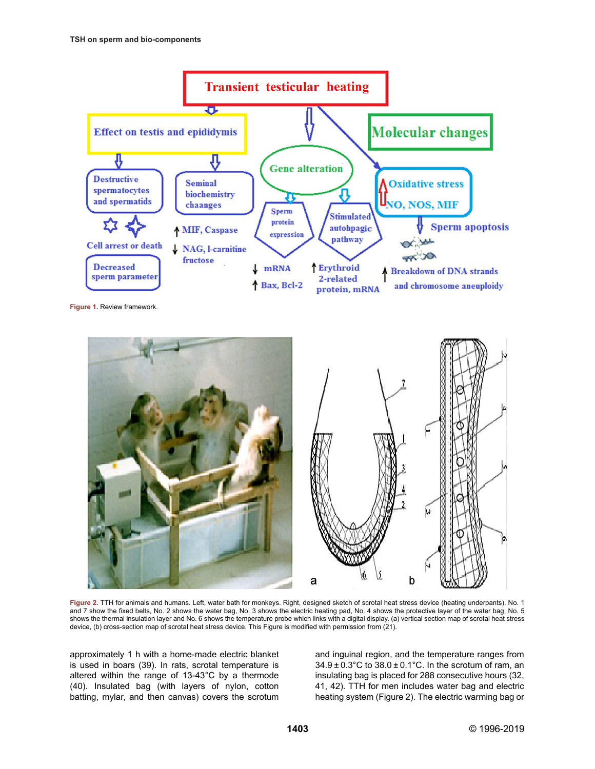Figure 1. Review framework.

Figure 2. TTH for animals and humans. Left, water bath for monkeys. Right, designed sketch of scrotal heat stress device (heating underpants). No. 1 and 7 show the fixed belts, No. 2 shows the water bag, No. 3 shows the electric heating pad, No. 4 shows the protective layer of the water bag, No. 5 shows the thermal insulation layer and No. 6 shows the temperature probe which links with a digital display. (a) vertical section map of scrotal heat stress device, (b) cross-section map of scrotal heat stress device. This Figure is modified with permission from (21).

approximately 1 h with a home-made electric blanket is used in boars (39). In rats, scrotal temperature is altered within the range of 13-43°C by a thermode (40). Insulated bag (with layers of nylon, cotton batting, mylar, and then canvas) covers the scrotum and inguinal region, and the temperature ranges from 34.9 ± 0.3°C to 38.0 ± 0.1°C. In the scrotum of ram, an insulating bag is placed for 288 consecutive hours (32, 41, 42). TTH for men includes water bag and electric heating system (Figure 2). The electric warming bag or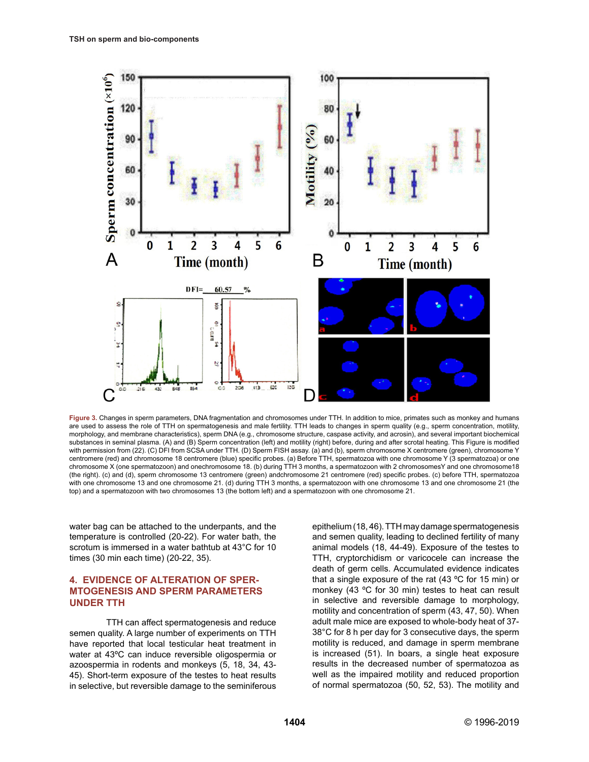**Figure 3.** Changes in sperm parameters, DNA fragmentation and chromosomes under TTH. In addition to mice, primates such as monkey and humans are used to assess the role of TTH on spermatogenesis and male fertility. TTH leads to changes in sperm quality (e.g., sperm concentration, motility, morphology, and membrane characteristics), sperm DNA (e.g., chromosome structure, caspase activity, and acrosin), and several important biochemical substances in seminal plasma. (A) and (B) Sperm concentration (left) and motility (right) before, during and after scrotal heating. This Figure is modified with permission from (22). (C) DFI from SCSA under TTH. (D) Sperm FISH assay. (a) and (b), sperm chromosome X centromere (green), chromosome Y centromere (red) and chromosome 18 centromere (blue) specific probes. (a) Before TTH, spermatozoa with one chromosome Y (3 spermatozoa) or one chromosome X (one spermatozoon) and onechromosome 18. (b) during TTH 3 months, a spermatozoon with 2 chromosomesY and one chromosome18 (the right). (c) and (d), sperm chromosome 13 centromere (green) andchromosome 21 centromere (red) specific probes. (c) before TTH, spermatozoa with one chromosome 13 and one chromosome 21. (d) during TTH 3 months, a spermatozoon with one chromosome 13 and one chromosome 21 (the top) and a spermatozoon with two chromosomes 13 (the bottom left) and a spermatozoon with one chromosome 21.

water bag can be attached to the underpants, and the temperature is controlled (20-22). For water bath, the scrotum is immersed in a water bathtub at 43°C for 10 times (30 min each time) (20-22, 35).

## 4. EVIDENCE OF ALTERATION OF SPERMTOGENESIS AND SPERM PARAMETERS UNDER TTH

TTH can affect spermatogenesis and reduce semen quality. A large number of experiments on TTH have reported that local testicular heat treatment in water at 43ºC can induce reversible oligospermia or azoospermia in rodents and monkeys (5, 18, 34, 43-45). Short-term exposure of the testes to heat results in selective, but reversible damage to the seminiferous epithelium (18, 46). TTH may damage spermatogenesis and semen quality, leading to declined fertility of many animal models (18, 44-49). Exposure of the testes to TTH, cryptorchidism or varicocele can increase the death of germ cells. Accumulated evidence indicates that a single exposure of the rat (43 ºC for 15 min) or monkey (43 ºC for 30 min) testes to heat can result in selective and reversible damage to morphology, motility and concentration of sperm (43, 47, 50). When adult male mice are exposed to whole-body heat of 37-38°C for 8 h per day for 3 consecutive days, the sperm motility is reduced, and damage in sperm membrane is increased (51). In boars, a single heat exposure results in the decreased number of spermatozoa as well as the impaired motility and reduced proportion of normal spermatozoa (50, 52, 53). The motility and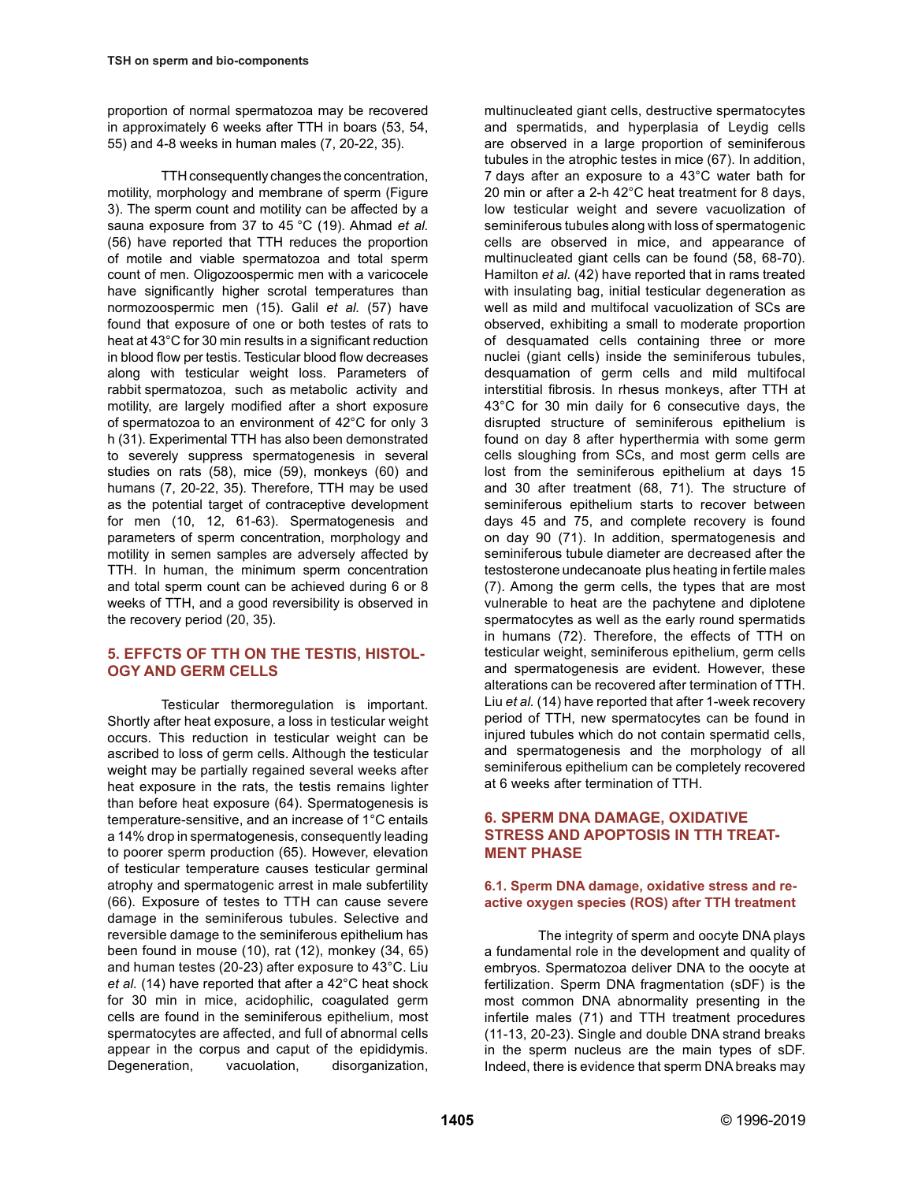proportion of normal spermatozoa may be recovered in approximately 6 weeks after TTH in boars (53, 54, 55) and 4-8 weeks in human males (7, 20-22, 35).

TTH consequently changes the concentration, motility, morphology and membrane of sperm (Figure 3). The sperm count and motility can be affected by a sauna exposure from 37 to 45 °C (19). Ahmad *et al.* (56) have reported that TTH reduces the proportion of motile and viable spermatozoa and total sperm count of men. Oligozoospermic men with a varicocele have significantly higher scrotal temperatures than normozoospermic men (15). Galil *et al.* (57) have found that exposure of one or both testes of rats to heat at 43°C for 30 min results in a significant reduction in blood flow per testis. Testicular blood flow decreases along with testicular weight loss. Parameters of rabbit spermatozoa, such as metabolic activity and motility, are largely modified after a short exposure of spermatozoa to an environment of 42°C for only 3 h (31). Experimental TTH has also been demonstrated to severely suppress spermatogenesis in several studies on rats (58), mice (59), monkeys (60) and humans (7, 20-22, 35). Therefore, TTH may be used as the potential target of contraceptive development for men (10, 12, 61-63). Spermatogenesis and parameters of sperm concentration, morphology and motility in semen samples are adversely affected by TTH. In human, the minimum sperm concentration and total sperm count can be achieved during 6 or 8 weeks of TTH, and a good reversibility is observed in the recovery period (20, 35).

## 5. EFFCTS OF TTH ON THE TESTIS, HISTOLOGY AND GERM CELLS

Testicular thermoregulation is important. Shortly after heat exposure, a loss in testicular weight occurs. This reduction in testicular weight can be ascribed to loss of germ cells. Although the testicular weight may be partially regained several weeks after heat exposure in the rats, the testis remains lighter than before heat exposure (64). Spermatogenesis is temperature-sensitive, and an increase of 1°C entails a 14% drop in spermatogenesis, consequently leading to poorer sperm production (65). However, elevation of testicular temperature causes testicular germinal atrophy and spermatogenic arrest in male subfertility (66). Exposure of testes to TTH can cause severe damage in the seminiferous tubules. Selective and reversible damage to the seminiferous epithelium has been found in mouse (10), rat (12), monkey (34, 65) and human testes (20-23) after exposure to 43°C. Liu *et al.* (14) have reported that after a 42°C heat shock for 30 min in mice, acidophilic, coagulated germ cells are found in the seminiferous epithelium, most spermatocytes are affected, and full of abnormal cells appear in the corpus and caput of the epididymis. Degeneration, vacuolation, disorganization, multinucleated giant cells, destructive spermatocytes and spermatids, and hyperplasia of Leydig cells are observed in a large proportion of seminiferous tubules in the atrophic testes in mice (67). In addition, 7 days after an exposure to a 43°C water bath for 20 min or after a 2-h 42°C heat treatment for 8 days, low testicular weight and severe vacuolization of seminiferous tubules along with loss of spermatogenic cells are observed in mice, and appearance of multinucleated giant cells can be found (58, 68-70). Hamilton *et al.* (42) have reported that in rams treated with insulating bag, initial testicular degeneration as well as mild and multifocal vacuolization of SCs are observed, exhibiting a small to moderate proportion of desquamated cells containing three or more nuclei (giant cells) inside the seminiferous tubules, desquamation of germ cells and mild multifocal interstitial fibrosis. In rhesus monkeys, after TTH at 43°C for 30 min daily for 6 consecutive days, the disrupted structure of seminiferous epithelium is found on day 8 after hyperthermia with some germ cells sloughing from SCs, and most germ cells are lost from the seminiferous epithelium at days 15 and 30 after treatment (68, 71). The structure of seminiferous epithelium starts to recover between days 45 and 75, and complete recovery is found on day 90 (71). In addition, spermatogenesis and seminiferous tubule diameter are decreased after the testosterone undecanoate plus heating in fertile males (7). Among the germ cells, the types that are most vulnerable to heat are the pachytene and diplotene spermatocytes as well as the early round spermatids in humans (72). Therefore, the effects of TTH on testicular weight, seminiferous epithelium, germ cells and spermatogenesis are evident. However, these alterations can be recovered after termination of TTH. Liu *et al.* (14) have reported that after 1-week recovery period of TTH, new spermatocytes can be found in injured tubules which do not contain spermatid cells, and spermatogenesis and the morphology of all seminiferous epithelium can be completely recovered at 6 weeks after termination of TTH.

## 6. SPERM DNA DAMAGE, OXIDATIVE STRESS AND APOPTOSIS IN TTH TREATMENT PHASE

### 6.1. Sperm DNA damage, oxidative stress and reactive oxygen species (ROS) after TTH treatment

The integrity of sperm and oocyte DNA plays a fundamental role in the development and quality of embryos. Spermatozoa deliver DNA to the oocyte at fertilization. Sperm DNA fragmentation (sDF) is the most common DNA abnormality presenting in the infertile males (71) and TTH treatment procedures (11-13, 20-23). Single and double DNA strand breaks in the sperm nucleus are the main types of sDF. Indeed, there is evidence that sperm DNA breaks may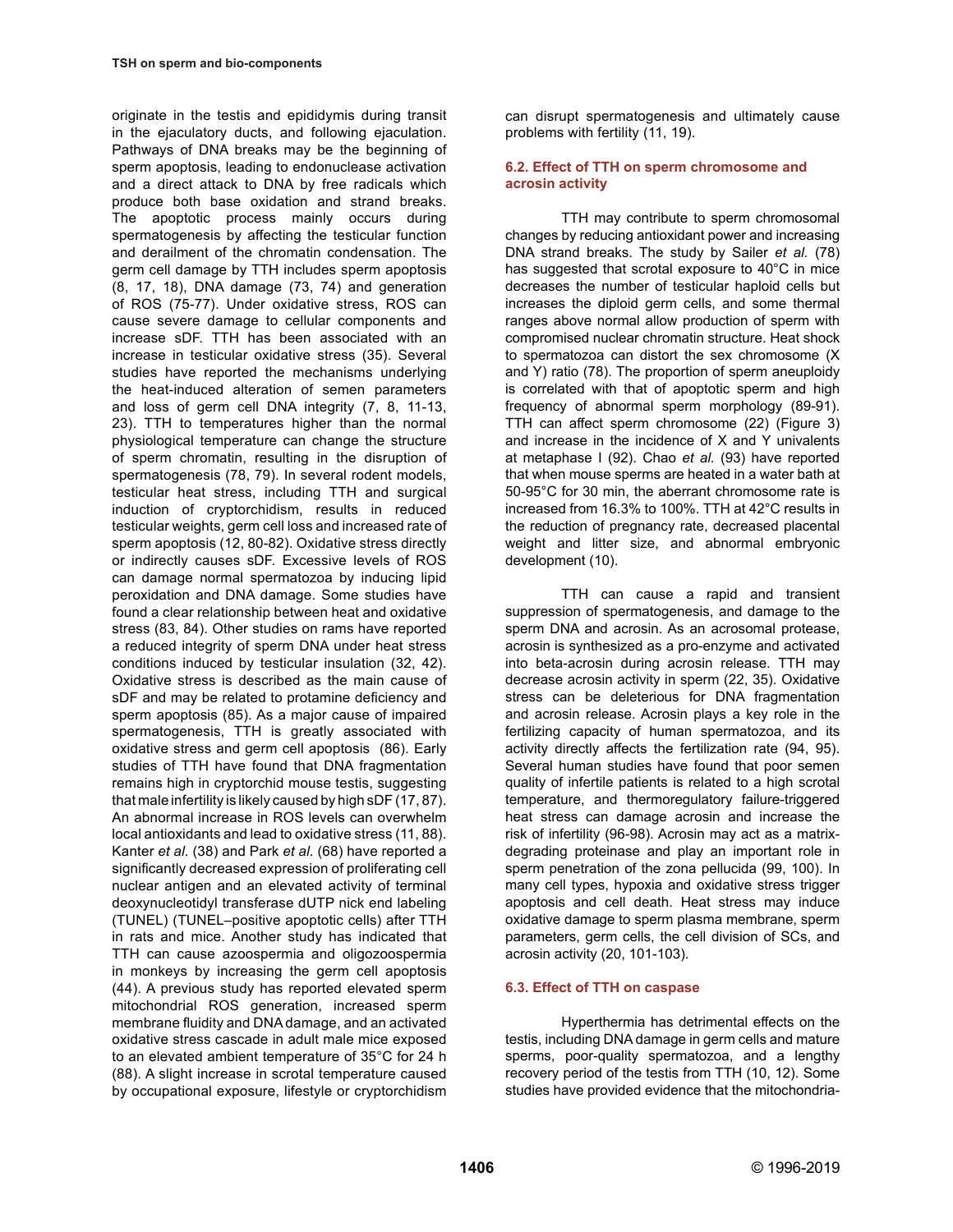originate in the testis and epididymis during transit in the ejaculatory ducts, and following ejaculation. Pathways of DNA breaks may be the beginning of sperm apoptosis, leading to endonuclease activation and a direct attack to DNA by free radicals which produce both base oxidation and strand breaks. The apoptotic process mainly occurs during spermatogenesis by affecting the testicular function and derailment of the chromatin condensation. The germ cell damage by TTH includes sperm apoptosis (8, 17, 18), DNA damage (73, 74) and generation of ROS (75-77). Under oxidative stress, ROS can cause severe damage to cellular components and increase sDF. TTH has been associated with an increase in testicular oxidative stress (35). Several studies have reported the mechanisms underlying the heat-induced alteration of semen parameters and loss of germ cell DNA integrity (7, 8, 11-13, 23). TTH to temperatures higher than the normal physiological temperature can change the structure of sperm chromatin, resulting in the disruption of spermatogenesis (78, 79). In several rodent models, testicular heat stress, including TTH and surgical induction of cryptorchidism, results in reduced testicular weights, germ cell loss and increased rate of sperm apoptosis (12, 80-82). Oxidative stress directly or indirectly causes sDF. Excessive levels of ROS can damage normal spermatozoa by inducing lipid peroxidation and DNA damage. Some studies have found a clear relationship between heat and oxidative stress (83, 84). Other studies on rams have reported a reduced integrity of sperm DNA under heat stress conditions induced by testicular insulation (32, 42). Oxidative stress is described as the main cause of sDF and may be related to protamine deficiency and sperm apoptosis (85). As a major cause of impaired spermatogenesis, TTH is greatly associated with oxidative stress and germ cell apoptosis (86). Early studies of TTH have found that DNA fragmentation remains high in cryptorchid mouse testis, suggesting that male infertility is likely caused by high sDF (17, 87). An abnormal increase in ROS levels can overwhelm local antioxidants and lead to oxidative stress (11, 88). Kanter *et al.* (38) and Park *et al.* (68) have reported a significantly decreased expression of proliferating cell nuclear antigen and an elevated activity of terminal deoxynucleotidyl transferase dUTP nick end labeling (TUNEL) (TUNEL–positive apoptotic cells) after TTH in rats and mice. Another study has indicated that TTH can cause azoospermia and oligozoospermia in monkeys by increasing the germ cell apoptosis (44). A previous study has reported elevated sperm mitochondrial ROS generation, increased sperm membrane fluidity and DNA damage, and an activated oxidative stress cascade in adult male mice exposed to an elevated ambient temperature of 35°C for 24 h (88). A slight increase in scrotal temperature caused by occupational exposure, lifestyle or cryptorchidism can disrupt spermatogenesis and ultimately cause problems with fertility (11, 19).

### 6.2. Effect of TTH on sperm chromosome and acrosin activity

TTH may contribute to sperm chromosomal changes by reducing antioxidant power and increasing DNA strand breaks. The study by Sailer *et al.* (78) has suggested that scrotal exposure to 40°C in mice decreases the number of testicular haploid cells but increases the diploid germ cells, and some thermal ranges above normal allow production of sperm with compromised nuclear chromatin structure. Heat shock to spermatozoa can distort the sex chromosome (X and Y) ratio (78). The proportion of sperm aneuploidy is correlated with that of apoptotic sperm and high frequency of abnormal sperm morphology (89-91). TTH can affect sperm chromosome (22) (Figure 3) and increase in the incidence of X and Y univalents at metaphase I (92). Chao *et al.* (93) have reported that when mouse sperms are heated in a water bath at 50-95°C for 30 min, the aberrant chromosome rate is increased from 16.3% to 100%. TTH at 42°C results in the reduction of pregnancy rate, decreased placental weight and litter size, and abnormal embryonic development (10).

TTH can cause a rapid and transient suppression of spermatogenesis, and damage to the sperm DNA and acrosin. As an acrosomal protease, acrosin is synthesized as a pro-enzyme and activated into beta-acrosin during acrosin release. TTH may decrease acrosin activity in sperm (22, 35). Oxidative stress can be deleterious for DNA fragmentation and acrosin release. Acrosin plays a key role in the fertilizing capacity of human spermatozoa, and its activity directly affects the fertilization rate (94, 95). Several human studies have found that poor semen quality of infertile patients is related to a high scrotal temperature, and thermoregulatory failure-triggered heat stress can damage acrosin and increase the risk of infertility (96-98). Acrosin may act as a matrix-degrading proteinase and play an important role in sperm penetration of the zona pellucida (99, 100). In many cell types, hypoxia and oxidative stress trigger apoptosis and cell death. Heat stress may induce oxidative damage to sperm plasma membrane, sperm parameters, germ cells, the cell division of SCs, and acrosin activity (20, 101-103).

### 6.3. Effect of TTH on caspase

Hyperthermia has detrimental effects on the testis, including DNA damage in germ cells and mature sperms, poor-quality spermatozoa, and a lengthy recovery period of the testis from TTH (10, 12). Some studies have provided evidence that the mitochondria-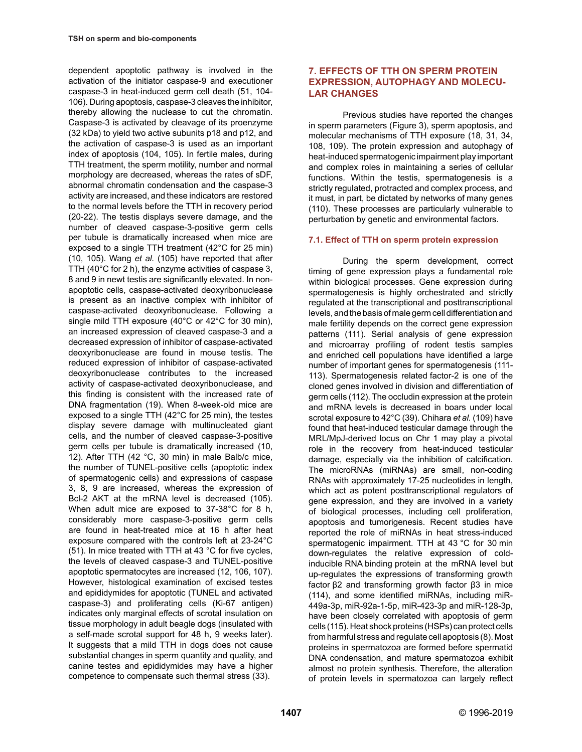dependent apoptotic pathway is involved in the activation of the initiator caspase-9 and executioner caspase-3 in heat-induced germ cell death (51, 104-106). During apoptosis, caspase-3 cleaves the inhibitor, thereby allowing the nuclease to cut the chromatin. Caspase-3 is activated by cleavage of its proenzyme (32 kDa) to yield two active subunits p18 and p12, and the activation of caspase-3 is used as an important index of apoptosis (104, 105). In fertile males, during TTH treatment, the sperm motility, number and normal morphology are decreased, whereas the rates of sDF, abnormal chromatin condensation and the caspase-3 activity are increased, and these indicators are restored to the normal levels before the TTH in recovery period (20-22). The testis displays severe damage, and the number of cleaved caspase-3-positive germ cells per tubule is dramatically increased when mice are exposed to a single TTH treatment (42°C for 25 min) (10, 105). Wang *et al.* (105) have reported that after TTH (40°C for 2 h), the enzyme activities of caspase 3, 8 and 9 in newt testis are significantly elevated. In non-apoptotic cells, caspase-activated deoxyribonuclease is present as an inactive complex with inhibitor of caspase-activated deoxyribonuclease. Following a single mild TTH exposure (40°C or 42°C for 30 min), an increased expression of cleaved caspase-3 and a decreased expression of inhibitor of caspase-activated deoxyribonuclease are found in mouse testis. The reduced expression of inhibitor of caspase-activated deoxyribonuclease contributes to the increased activity of caspase-activated deoxyribonuclease, and this finding is consistent with the increased rate of DNA fragmentation (19). When 8-week-old mice are exposed to a single TTH (42°C for 25 min), the testes display severe damage with multinucleated giant cells, and the number of cleaved caspase-3-positive germ cells per tubule is dramatically increased (10, 12). After TTH (42 °C, 30 min) in male Balb/c mice, the number of TUNEL-positive cells (apoptotic index of spermatogenic cells) and expressions of caspase 3, 8, 9 are increased, whereas the expression of Bcl-2 AKT at the mRNA level is decreased (105). When adult mice are exposed to 37-38°C for 8 h, considerably more caspase-3-positive germ cells are found in heat-treated mice at 16 h after heat exposure compared with the controls left at 23-24°C (51). In mice treated with TTH at 43 °C for five cycles, the levels of cleaved caspase-3 and TUNEL-positive apoptotic spermatocytes are increased (12, 106, 107). However, histological examination of excised testes and epididymides for apoptotic (TUNEL and activated caspase-3) and proliferating cells (Ki-67 antigen) indicates only marginal effects of scrotal insulation on tissue morphology in adult beagle dogs (insulated with a self-made scrotal support for 48 h, 9 weeks later). It suggests that a mild TTH in dogs does not cause substantial changes in sperm quantity and quality, and canine testes and epididymides may have a higher competence to compensate such thermal stress (33).

## 7. EFFECTS OF TTH ON SPERM PROTEIN EXPRESSION, AUTOPHAGY AND MOLECULAR CHANGES

Previous studies have reported the changes in sperm parameters (Figure 3), sperm apoptosis, and molecular mechanisms of TTH exposure (18, 31, 34, 108, 109). The protein expression and autophagy of heat-induced spermatogenic impairment play important and complex roles in maintaining a series of cellular functions. Within the testis, spermatogenesis is a strictly regulated, protracted and complex process, and it must, in part, be dictated by networks of many genes (110). These processes are particularly vulnerable to perturbation by genetic and environmental factors.

### 7.1. Effect of TTH on sperm protein expression

During the sperm development, correct timing of gene expression plays a fundamental role within biological processes. Gene expression during spermatogenesis is highly orchestrated and strictly regulated at the transcriptional and posttranscriptional levels, and the basis of male germ cell differentiation and male fertility depends on the correct gene expression patterns (111). Serial analysis of gene expression and microarray profiling of rodent testis samples and enriched cell populations have identified a large number of important genes for spermatogenesis (111-113). Spermatogenesis related factor-2 is one of the cloned genes involved in division and differentiation of germ cells (112). The occludin expression at the protein and mRNA levels is decreased in boars under local scrotal exposure to 42°C (39). Chihara *et al.* (109) have found that heat-induced testicular damage through the MRL/MpJ-derived locus on Chr 1 may play a pivotal role in the recovery from heat-induced testicular damage, especially via the inhibition of calcification. The microRNAs (miRNAs) are small, non-coding RNAs with approximately 17-25 nucleotides in length, which act as potent posttranscriptional regulators of gene expression, and they are involved in a variety of biological processes, including cell proliferation, apoptosis and tumorigenesis. Recent studies have reported the role of miRNAs in heat stress-induced spermatogenic impairment. TTH at 43 °C for 30 min down-regulates the relative expression of cold-inducible RNA binding protein at the mRNA level but up-regulates the expressions of transforming growth factor β2 and transforming growth factor β3 in mice (114), and some identified miRNAs, including miR-449a-3p, miR-92a-1-5p, miR-423-3p and miR-128-3p, have been closely correlated with apoptosis of germ cells (115). Heat shock proteins (HSPs) can protect cells from harmful stress and regulate cell apoptosis (8). Most proteins in spermatozoa are formed before spermatid DNA condensation, and mature spermatozoa exhibit almost no protein synthesis. Therefore, the alteration of protein levels in spermatozoa can largely reflect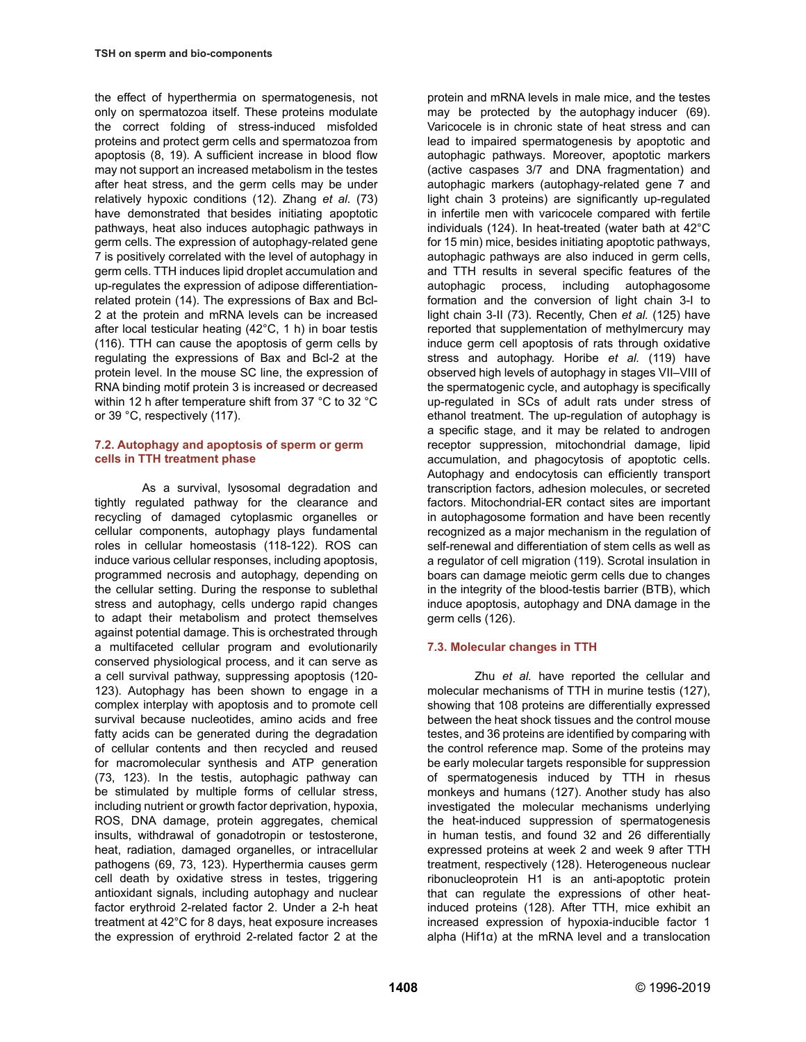the effect of hyperthermia on spermatogenesis, not only on spermatozoa itself. These proteins modulate the correct folding of stress-induced misfolded proteins and protect germ cells and spermatozoa from apoptosis (8, 19). A sufficient increase in blood flow may not support an increased metabolism in the testes after heat stress, and the germ cells may be under relatively hypoxic conditions (12). Zhang *et al.* (73) have demonstrated that besides initiating apoptotic pathways, heat also induces autophagic pathways in germ cells. The expression of autophagy-related gene 7 is positively correlated with the level of autophagy in germ cells. TTH induces lipid droplet accumulation and up-regulates the expression of adipose differentiation-related protein (14). The expressions of Bax and Bcl-2 at the protein and mRNA levels can be increased after local testicular heating (42°C, 1 h) in boar testis (116). TTH can cause the apoptosis of germ cells by regulating the expressions of Bax and Bcl-2 at the protein level. In the mouse SC line, the expression of RNA binding motif protein 3 is increased or decreased within 12 h after temperature shift from 37 °C to 32 °C or 39 °C, respectively (117).

### 7.2. Autophagy and apoptosis of sperm or germ cells in TTH treatment phase

As a survival, lysosomal degradation and tightly regulated pathway for the clearance and recycling of damaged cytoplasmic organelles or cellular components, autophagy plays fundamental roles in cellular homeostasis (118-122). ROS can induce various cellular responses, including apoptosis, programmed necrosis and autophagy, depending on the cellular setting. During the response to sublethal stress and autophagy, cells undergo rapid changes to adapt their metabolism and protect themselves against potential damage. This is orchestrated through a multifaceted cellular program and evolutionarily conserved physiological process, and it can serve as a cell survival pathway, suppressing apoptosis (120-123). Autophagy has been shown to engage in a complex interplay with apoptosis and to promote cell survival because nucleotides, amino acids and free fatty acids can be generated during the degradation of cellular contents and then recycled and reused for macromolecular synthesis and ATP generation (73, 123). In the testis, autophagic pathway can be stimulated by multiple forms of cellular stress, including nutrient or growth factor deprivation, hypoxia, ROS, DNA damage, protein aggregates, chemical insults, withdrawal of gonadotropin or testosterone, heat, radiation, damaged organelles, or intracellular pathogens (69, 73, 123). Hyperthermia causes germ cell death by oxidative stress in testes, triggering antioxidant signals, including autophagy and nuclear factor erythroid 2-related factor 2. Under a 2-h heat treatment at 42°C for 8 days, heat exposure increases the expression of erythroid 2-related factor 2 at the protein and mRNA levels in male mice, and the testes may be protected by the autophagy inducer (69). Varicocele is in chronic state of heat stress and can lead to impaired spermatogenesis by apoptotic and autophagic pathways. Moreover, apoptotic markers (active caspases 3/7 and DNA fragmentation) and autophagic markers (autophagy-related gene 7 and light chain 3 proteins) are significantly up-regulated in infertile men with varicocele compared with fertile individuals (124). In heat-treated (water bath at 42°C for 15 min) mice, besides initiating apoptotic pathways, autophagic pathways are also induced in germ cells, and TTH results in several specific features of the autophagic process, including autophagosome formation and the conversion of light chain 3-I to light chain 3-II (73). Recently, Chen *et al.* (125) have reported that supplementation of methylmercury may induce germ cell apoptosis of rats through oxidative stress and autophagy. Horibe *et al.* (119) have observed high levels of autophagy in stages VII–VIII of the spermatogenic cycle, and autophagy is specifically up-regulated in SCs of adult rats under stress of ethanol treatment. The up-regulation of autophagy is a specific stage, and it may be related to androgen receptor suppression, mitochondrial damage, lipid accumulation, and phagocytosis of apoptotic cells. Autophagy and endocytosis can efficiently transport transcription factors, adhesion molecules, or secreted factors. Mitochondrial-ER contact sites are important in autophagosome formation and have been recently recognized as a major mechanism in the regulation of self-renewal and differentiation of stem cells as well as a regulator of cell migration (119). Scrotal insulation in boars can damage meiotic germ cells due to changes in the integrity of the blood-testis barrier (BTB), which induce apoptosis, autophagy and DNA damage in the germ cells (126).

### 7.3. Molecular changes in TTH

Zhu *et al.* have reported the cellular and molecular mechanisms of TTH in murine testis (127), showing that 108 proteins are differentially expressed between the heat shock tissues and the control mouse testes, and 36 proteins are identified by comparing with the control reference map. Some of the proteins may be early molecular targets responsible for suppression of spermatogenesis induced by TTH in rhesus monkeys and humans (127). Another study has also investigated the molecular mechanisms underlying the heat-induced suppression of spermatogenesis in human testis, and found 32 and 26 differentially expressed proteins at week 2 and week 9 after TTH treatment, respectively (128). Heterogeneous nuclear ribonucleoprotein H1 is an anti-apoptotic protein that can regulate the expressions of other heat-induced proteins (128). After TTH, mice exhibit an increased expression of hypoxia-inducible factor 1 alpha (Hif1α) at the mRNA level and a translocation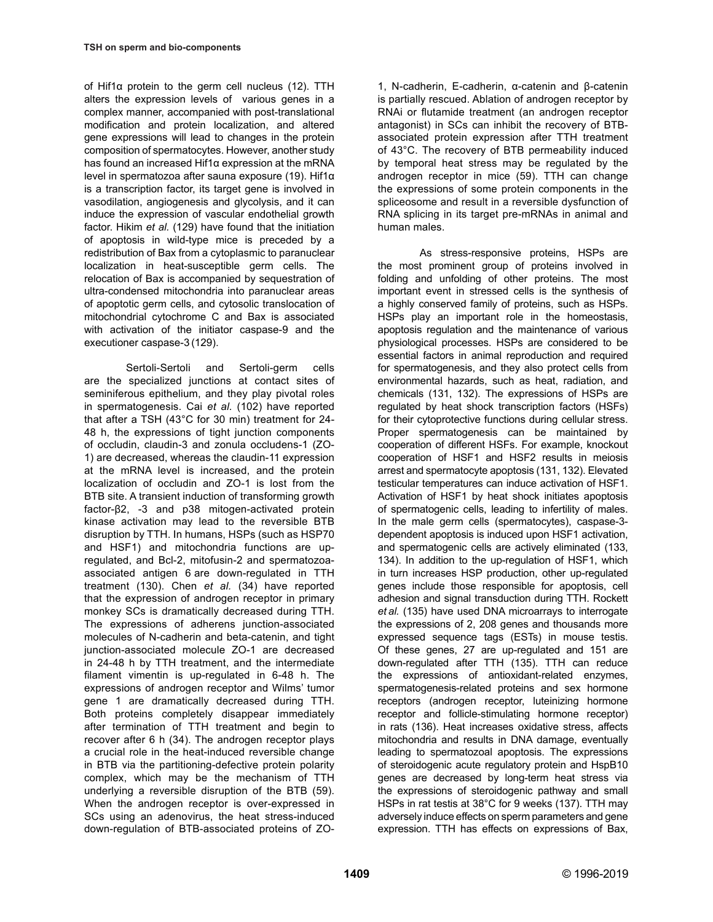of Hif1α protein to the germ cell nucleus (12). TTH alters the expression levels of various genes in a complex manner, accompanied with post-translational modification and protein localization, and altered gene expressions will lead to changes in the protein composition of spermatocytes. However, another study has found an increased Hif1α expression at the mRNA level in spermatozoa after sauna exposure (19). Hif1α is a transcription factor, its target gene is involved in vasodilation, angiogenesis and glycolysis, and it can induce the expression of vascular endothelial growth factor. Hikim *et al.* (129) have found that the initiation of apoptosis in wild-type mice is preceded by a redistribution of Bax from a cytoplasmic to paranuclear localization in heat-susceptible germ cells. The relocation of Bax is accompanied by sequestration of ultra-condensed mitochondria into paranuclear areas of apoptotic germ cells, and cytosolic translocation of mitochondrial cytochrome C and Bax is associated with activation of the initiator caspase-9 and the executioner caspase-3 (129).

Sertoli-Sertoli and Sertoli-germ cells are the specialized junctions at contact sites of seminiferous epithelium, and they play pivotal roles in spermatogenesis. Cai *et al.* (102) have reported that after a TSH (43°C for 30 min) treatment for 24-48 h, the expressions of tight junction components of occludin, claudin-3 and zonula occludens-1 (ZO-1) are decreased, whereas the claudin-11 expression at the mRNA level is increased, and the protein localization of occludin and ZO-1 is lost from the BTB site. A transient induction of transforming growth factor-β2, -3 and p38 mitogen-activated protein kinase activation may lead to the reversible BTB disruption by TTH. In humans, HSPs (such as HSP70 and HSF1) and mitochondria functions are up-regulated, and Bcl-2, mitofusin-2 and spermatozoa-associated antigen 6 are down-regulated in TTH treatment (130). Chen *et al.* (34) have reported that the expression of androgen receptor in primary monkey SCs is dramatically decreased during TTH. The expressions of adherens junction-associated molecules of N-cadherin and beta-catenin, and tight junction-associated molecule ZO-1 are decreased in 24-48 h by TTH treatment, and the intermediate filament vimentin is up-regulated in 6-48 h. The expressions of androgen receptor and Wilms' tumor gene 1 are dramatically decreased during TTH. Both proteins completely disappear immediately after termination of TTH treatment and begin to recover after 6 h (34). The androgen receptor plays a crucial role in the heat-induced reversible change in BTB via the partitioning-defective protein polarity complex, which may be the mechanism of TTH underlying a reversible disruption of the BTB (59). When the androgen receptor is over-expressed in SCs using an adenovirus, the heat stress-induced down-regulation of BTB-associated proteins of ZO-1, N-cadherin, E-cadherin, α-catenin and β-catenin is partially rescued. Ablation of androgen receptor by RNAi or flutamide treatment (an androgen receptor antagonist) in SCs can inhibit the recovery of BTB-associated protein expression after TTH treatment of 43°C. The recovery of BTB permeability induced by temporal heat stress may be regulated by the androgen receptor in mice (59). TTH can change the expressions of some protein components in the spliceosome and result in a reversible dysfunction of RNA splicing in its target pre-mRNAs in animal and human males.

As stress-responsive proteins, HSPs are the most prominent group of proteins involved in folding and unfolding of other proteins. The most important event in stressed cells is the synthesis of a highly conserved family of proteins, such as HSPs. HSPs play an important role in the homeostasis, apoptosis regulation and the maintenance of various physiological processes. HSPs are considered to be essential factors in animal reproduction and required for spermatogenesis, and they also protect cells from environmental hazards, such as heat, radiation, and chemicals (131, 132). The expressions of HSPs are regulated by heat shock transcription factors (HSFs) for their cytoprotective functions during cellular stress. Proper spermatogenesis can be maintained by cooperation of different HSFs. For example, knockout cooperation of HSF1 and HSF2 results in meiosis arrest and spermatocyte apoptosis (131, 132). Elevated testicular temperatures can induce activation of HSF1. Activation of HSF1 by heat shock initiates apoptosis of spermatogenic cells, leading to infertility of males. In the male germ cells (spermatocytes), caspase-3-dependent apoptosis is induced upon HSF1 activation, and spermatogenic cells are actively eliminated (133, 134). In addition to the up-regulation of HSF1, which in turn increases HSP production, other up-regulated genes include those responsible for apoptosis, cell adhesion and signal transduction during TTH. Rockett *et al.* (135) have used DNA microarrays to interrogate the expressions of 2, 208 genes and thousands more expressed sequence tags (ESTs) in mouse testis. Of these genes, 27 are up-regulated and 151 are down-regulated after TTH (135). TTH can reduce the expressions of antioxidant-related enzymes, spermatogenesis-related proteins and sex hormone receptors (androgen receptor, luteinizing hormone receptor and follicle-stimulating hormone receptor) in rats (136). Heat increases oxidative stress, affects mitochondria and results in DNA damage, eventually leading to spermatozoal apoptosis. The expressions of steroidogenic acute regulatory protein and HspB10 genes are decreased by long-term heat stress via the expressions of steroidogenic pathway and small HSPs in rat testis at 38°C for 9 weeks (137). TTH may adversely induce effects on sperm parameters and gene expression. TTH has effects on expressions of Bax,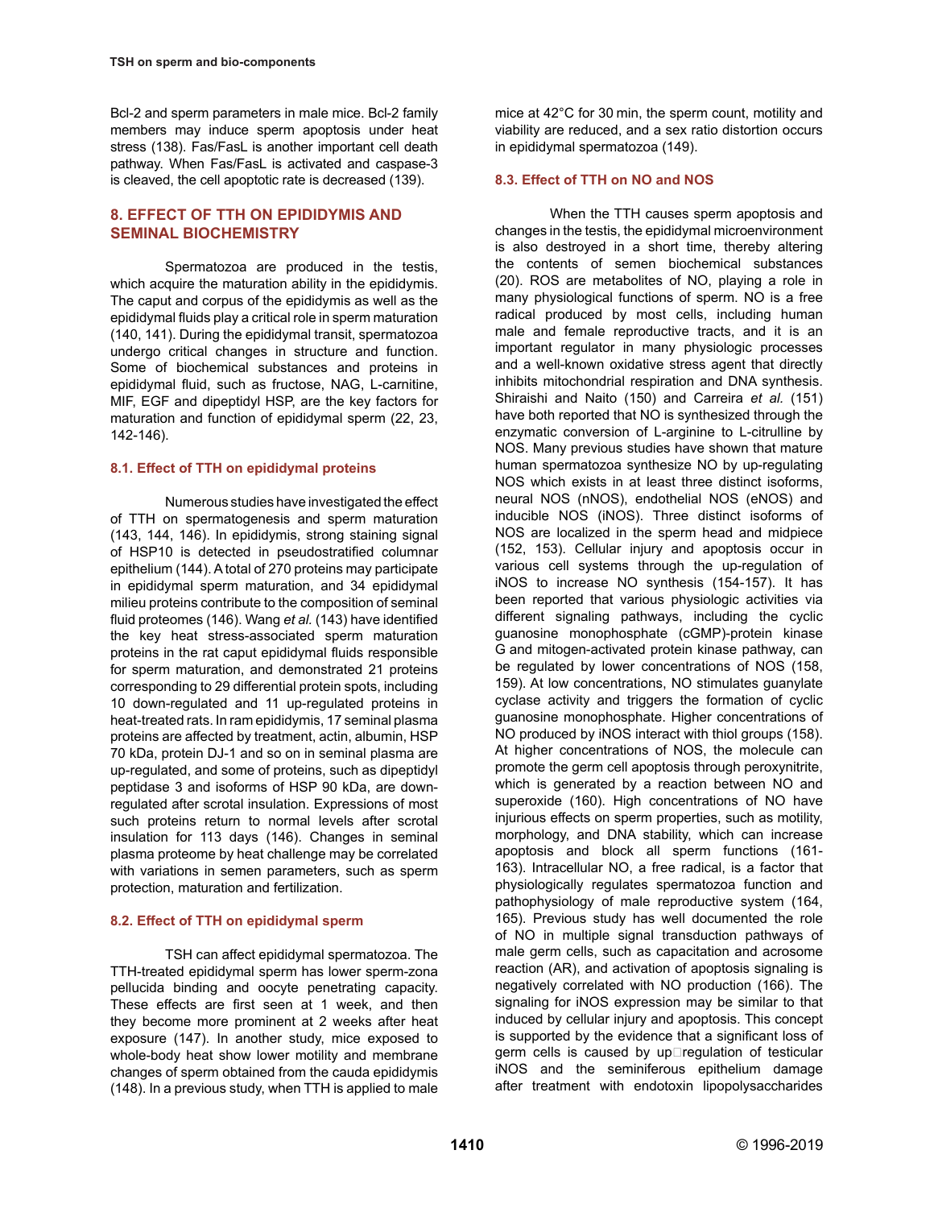Bcl-2 and sperm parameters in male mice. Bcl-2 family members may induce sperm apoptosis under heat stress (138). Fas/FasL is another important cell death pathway. When Fas/FasL is activated and caspase-3 is cleaved, the cell apoptotic rate is decreased (139).

## 8. EFFECT OF TTH ON EPIDIDYMIS AND SEMINAL BIOCHEMISTRY

Spermatozoa are produced in the testis, which acquire the maturation ability in the epididymis. The caput and corpus of the epididymis as well as the epididymal fluids play a critical role in sperm maturation (140, 141). During the epididymal transit, spermatozoa undergo critical changes in structure and function. Some of biochemical substances and proteins in epididymal fluid, such as fructose, NAG, L-carnitine, MIF, EGF and dipeptidyl HSP, are the key factors for maturation and function of epididymal sperm (22, 23, 142-146).

### 8.1. Effect of TTH on epididymal proteins

Numerous studies have investigated the effect of TTH on spermatogenesis and sperm maturation (143, 144, 146). In epididymis, strong staining signal of HSP10 is detected in pseudostratified columnar epithelium (144). A total of 270 proteins may participate in epididymal sperm maturation, and 34 epididymal milieu proteins contribute to the composition of seminal fluid proteomes (146). Wang *et al.* (143) have identified the key heat stress-associated sperm maturation proteins in the rat caput epididymal fluids responsible for sperm maturation, and demonstrated 21 proteins corresponding to 29 differential protein spots, including 10 down-regulated and 11 up-regulated proteins in heat-treated rats. In ram epididymis, 17 seminal plasma proteins are affected by treatment, actin, albumin, HSP 70 kDa, protein DJ-1 and so on in seminal plasma are up-regulated, and some of proteins, such as dipeptidyl peptidase 3 and isoforms of HSP 90 kDa, are down-regulated after scrotal insulation. Expressions of most such proteins return to normal levels after scrotal insulation for 113 days (146). Changes in seminal plasma proteome by heat challenge may be correlated with variations in semen parameters, such as sperm protection, maturation and fertilization.

### 8.2. Effect of TTH on epididymal sperm

TSH can affect epididymal spermatozoa. The TTH-treated epididymal sperm has lower sperm-zona pellucida binding and oocyte penetrating capacity. These effects are first seen at 1 week, and then they become more prominent at 2 weeks after heat exposure (147). In another study, mice exposed to whole-body heat show lower motility and membrane changes of sperm obtained from the cauda epididymis (148). In a previous study, when TTH is applied to male mice at 42°C for 30 min, the sperm count, motility and viability are reduced, and a sex ratio distortion occurs in epididymal spermatozoa (149).

### 8.3. Effect of TTH on NO and NOS

When the TTH causes sperm apoptosis and changes in the testis, the epididymal microenvironment is also destroyed in a short time, thereby altering the contents of semen biochemical substances (20). ROS are metabolites of NO, playing a role in many physiological functions of sperm. NO is a free radical produced by most cells, including human male and female reproductive tracts, and it is an important regulator in many physiologic processes and a well-known oxidative stress agent that directly inhibits mitochondrial respiration and DNA synthesis. Shiraishi and Naito (150) and Carreira *et al.* (151) have both reported that NO is synthesized through the enzymatic conversion of L-arginine to L-citrulline by NOS. Many previous studies have shown that mature human spermatozoa synthesize NO by up-regulating NOS which exists in at least three distinct isoforms, neural NOS (nNOS), endothelial NOS (eNOS) and inducible NOS (iNOS). Three distinct isoforms of NOS are localized in the sperm head and midpiece (152, 153). Cellular injury and apoptosis occur in various cell systems through the up-regulation of iNOS to increase NO synthesis (154-157). It has been reported that various physiologic activities via different signaling pathways, including the cyclic guanosine monophosphate (cGMP)-protein kinase G and mitogen-activated protein kinase pathway, can be regulated by lower concentrations of NOS (158, 159). At low concentrations, NO stimulates guanylate cyclase activity and triggers the formation of cyclic guanosine monophosphate. Higher concentrations of NO produced by iNOS interact with thiol groups (158). At higher concentrations of NOS, the molecule can promote the germ cell apoptosis through peroxynitrite, which is generated by a reaction between NO and superoxide (160). High concentrations of NO have injurious effects on sperm properties, such as motility, morphology, and DNA stability, which can increase apoptosis and block all sperm functions (161-163). Intracellular NO, a free radical, is a factor that physiologically regulates spermatozoa function and pathophysiology of male reproductive system (164, 165). Previous study has well documented the role of NO in multiple signal transduction pathways of male germ cells, such as capacitation and acrosome reaction (AR), and activation of apoptosis signaling is negatively correlated with NO production (166). The signaling for iNOS expression may be similar to that induced by cellular injury and apoptosis. This concept is supported by the evidence that a significant loss of germ cells is caused by up-regulation of testicular iNOS and the seminiferous epithelium damage after treatment with endotoxin lipopolysaccharides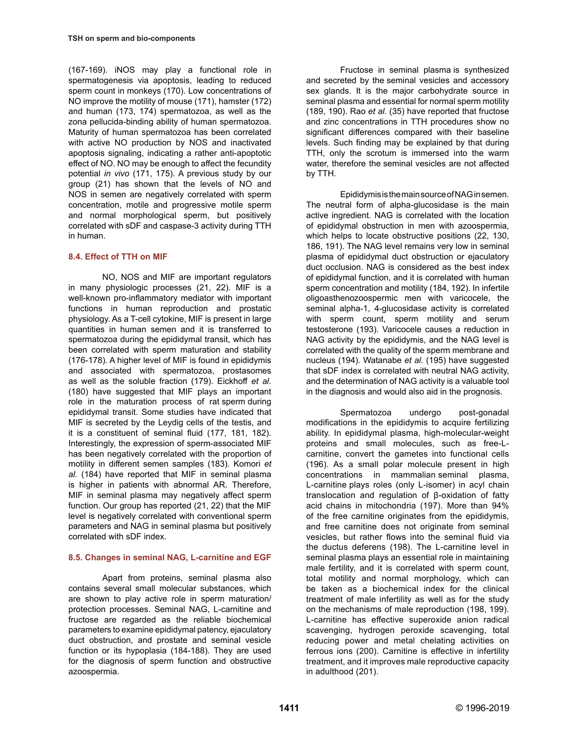(167-169). iNOS may play a functional role in spermatogenesis via apoptosis, leading to reduced sperm count in monkeys (170). Low concentrations of NO improve the motility of mouse (171), hamster (172) and human (173, 174) spermatozoa, as well as the zona pellucida-binding ability of human spermatozoa. Maturity of human spermatozoa has been correlated with active NO production by NOS and inactivated apoptosis signaling, indicating a rather anti-apoptotic effect of NO. NO may be enough to affect the fecundity potential *in vivo* (171, 175). A previous study by our group (21) has shown that the levels of NO and NOS in semen are negatively correlated with sperm concentration, motile and progressive motile sperm and normal morphological sperm, but positively correlated with sDF and caspase-3 activity during TTH in human.

### 8.4. Effect of TTH on MIF

NO, NOS and MIF are important regulators in many physiologic processes (21, 22). MIF is a well-known pro-inflammatory mediator with important functions in human reproduction and prostatic physiology. As a T-cell cytokine, MIF is present in large quantities in human semen and it is transferred to spermatozoa during the epididymal transit, which has been correlated with sperm maturation and stability (176-178). A higher level of MIF is found in epididymis and associated with spermatozoa, prostasomes as well as the soluble fraction (179). Eickhoff *et al.* (180) have suggested that MIF plays an important role in the maturation process of rat sperm during epididymal transit. Some studies have indicated that MIF is secreted by the Leydig cells of the testis, and it is a constituent of seminal fluid (177, 181, 182). Interestingly, the expression of sperm-associated MIF has been negatively correlated with the proportion of motility in different semen samples (183). Komori *et al.* (184) have reported that MIF in seminal plasma is higher in patients with abnormal AR. Therefore, MIF in seminal plasma may negatively affect sperm function. Our group has reported (21, 22) that the MIF level is negatively correlated with conventional sperm parameters and NAG in seminal plasma but positively correlated with sDF index.

### 8.5. Changes in seminal NAG, L-carnitine and EGF

Apart from proteins, seminal plasma also contains several small molecular substances, which are shown to play active role in sperm maturation/protection processes. Seminal NAG, L-carnitine and fructose are regarded as the reliable biochemical parameters to examine epididymal patency, ejaculatory duct obstruction, and prostate and seminal vesicle function or its hypoplasia (184-188). They are used for the diagnosis of sperm function and obstructive azoospermia.

Fructose in seminal plasma is synthesized and secreted by the seminal vesicles and accessory sex glands. It is the major carbohydrate source in seminal plasma and essential for normal sperm motility (189, 190). Rao *et al.* (35) have reported that fructose and zinc concentrations in TTH procedures show no significant differences compared with their baseline levels. Such finding may be explained by that during TTH, only the scrotum is immersed into the warm water, therefore the seminal vesicles are not affected by TTH.

Epididymis is the main source of NAG in semen. The neutral form of alpha-glucosidase is the main active ingredient. NAG is correlated with the location of epididymal obstruction in men with azoospermia, which helps to locate obstructive positions (22, 130, 186, 191). The NAG level remains very low in seminal plasma of epididymal duct obstruction or ejaculatory duct occlusion. NAG is considered as the best index of epididymal function, and it is correlated with human sperm concentration and motility (184, 192). In infertile oligoasthenozoospermic men with varicocele, the seminal alpha-1, 4-glucosidase activity is correlated with sperm count, sperm motility and serum testosterone (193). Varicocele causes a reduction in NAG activity by the epididymis, and the NAG level is correlated with the quality of the sperm membrane and nucleus (194). Watanabe *et al.* (195) have suggested that sDF index is correlated with neutral NAG activity, and the determination of NAG activity is a valuable tool in the diagnosis and would also aid in the prognosis.

Spermatozoa undergo post-gonadal modifications in the epididymis to acquire fertilizing ability. In epididymal plasma, high-molecular-weight proteins and small molecules, such as free-L-carnitine, convert the gametes into functional cells (196). As a small polar molecule present in high concentrations in mammalian seminal plasma, L-carnitine plays roles (only L-isomer) in acyl chain translocation and regulation of β-oxidation of fatty acid chains in mitochondria (197). More than 94% of the free carnitine originates from the epididymis, and free carnitine does not originate from seminal vesicles, but rather flows into the seminal fluid via the ductus deferens (198). The L-carnitine level in seminal plasma plays an essential role in maintaining male fertility, and it is correlated with sperm count, total motility and normal morphology, which can be taken as a biochemical index for the clinical treatment of male infertility as well as for the study on the mechanisms of male reproduction (198, 199). L-carnitine has effective superoxide anion radical scavenging, hydrogen peroxide scavenging, total reducing power and metal chelating activities on ferrous ions (200). Carnitine is effective in infertility treatment, and it improves male reproductive capacity in adulthood (201).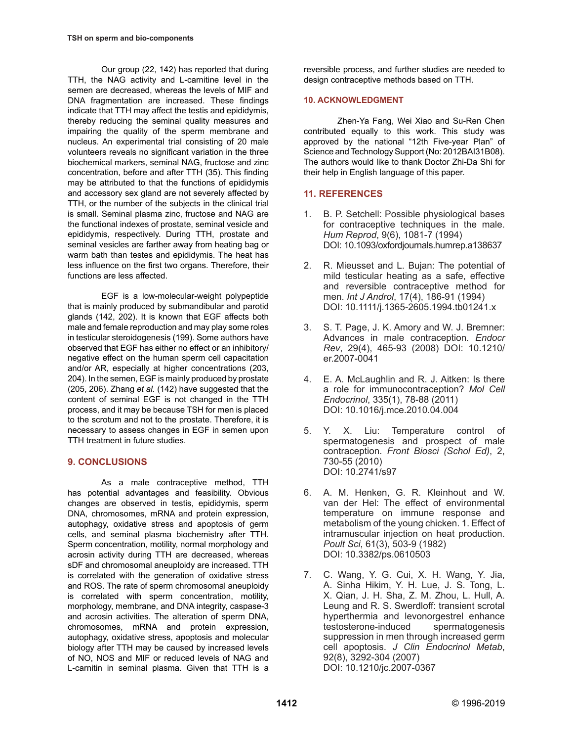Our group (22, 142) has reported that during TTH, the NAG activity and L-carnitine level in the semen are decreased, whereas the levels of MIF and DNA fragmentation are increased. These findings indicate that TTH may affect the testis and epididymis, thereby reducing the seminal quality measures and impairing the quality of the sperm membrane and nucleus. An experimental trial consisting of 20 male volunteers reveals no significant variation in the three biochemical markers, seminal NAG, fructose and zinc concentration, before and after TTH (35). This finding may be attributed to that the functions of epididymis and accessory sex gland are not severely affected by TTH, or the number of the subjects in the clinical trial is small. Seminal plasma zinc, fructose and NAG are the functional indexes of prostate, seminal vesicle and epididymis, respectively. During TTH, prostate and seminal vesicles are farther away from heating bag or warm bath than testes and epididymis. The heat has less influence on the first two organs. Therefore, their functions are less affected.

EGF is a low-molecular-weight polypeptide that is mainly produced by submandibular and parotid glands (142, 202). It is known that EGF affects both male and female reproduction and may play some roles in testicular steroidogenesis (199). Some authors have observed that EGF has either no effect or an inhibitory/negative effect on the human sperm cell capacitation and/or AR, especially at higher concentrations (203, 204). In the semen, EGF is mainly produced by prostate (205, 206). Zhang *et al.* (142) have suggested that the content of seminal EGF is not changed in the TTH process, and it may be because TSH for men is placed to the scrotum and not to the prostate. Therefore, it is necessary to assess changes in EGF in semen upon TTH treatment in future studies.

## 9. CONCLUSIONS

As a male contraceptive method, TTH has potential advantages and feasibility. Obvious changes are observed in testis, epididymis, sperm DNA, chromosomes, mRNA and protein expression, autophagy, oxidative stress and apoptosis of germ cells, and seminal plasma biochemistry after TTH. Sperm concentration, motility, normal morphology and acrosin activity during TTH are decreased, whereas sDF and chromosomal aneuploidy are increased. TTH is correlated with the generation of oxidative stress and ROS. The rate of sperm chromosomal aneuploidy is correlated with sperm concentration, motility, morphology, membrane, and DNA integrity, caspase-3 and acrosin activities. The alteration of sperm DNA, chromosomes, mRNA and protein expression, autophagy, oxidative stress, apoptosis and molecular biology after TTH may be caused by increased levels of NO, NOS and MIF or reduced levels of NAG and L-carnitin in seminal plasma. Given that TTH is a reversible process, and further studies are needed to design contraceptive methods based on TTH.

## 10. ACKNOWLEDGMENT

Zhen-Ya Fang, Wei Xiao and Su-Ren Chen contributed equally to this work. This study was approved by the national "12th Five-year Plan" of Science and Technology Support (No: 2012BAI31B08). The authors would like to thank Doctor Zhi-Da Shi for their help in English language of this paper.

## 11. REFERENCES

1. B. P. Setchell: Possible physiological bases for contraceptive techniques in the male. *Hum Reprod*, 9(6), 1081-7 (1994) DOI: 10.1093/oxfordjournals.humrep.a138637

2. R. Mieusset and L. Bujan: The potential of mild testicular heating as a safe, effective and reversible contraceptive method for men. *Int J Androl*, 17(4), 186-91 (1994) DOI: 10.1111/j.1365-2605.1994.tb01241.x

3. S. T. Page, J. K. Amory and W. J. Bremner: Advances in male contraception. *Endocr Rev*, 29(4), 465-93 (2008) DOI: 10.1210/er.2007-0041

4. E. A. McLaughlin and R. J. Aitken: Is there a role for immunocontraception? *Mol Cell Endocrinol*, 335(1), 78-88 (2011) DOI: 10.1016/j.mce.2010.04.004

5. Y. X. Liu: Temperature control of spermatogenesis and prospect of male contraception. *Front Biosci (Schol Ed)*, 2, 730-55 (2010) DOI: 10.2741/s97

6. A. M. Henken, G. R. Kleinhout and W. van der Hel: The effect of environmental temperature on immune response and metabolism of the young chicken. 1. Effect of intramuscular injection on heat production. *Poult Sci*, 61(3), 503-9 (1982) DOI: 10.3382/ps.0610503

7. C. Wang, Y. G. Cui, X. H. Wang, Y. Jia, A. Sinha Hikim, Y. H. Lue, J. S. Tong, L. X. Qian, J. H. Sha, Z. M. Zhou, L. Hull, A. Leung and R. S. Swerdloff: transient scrotal hyperthermia and levonorgestrel enhance testosterone-induced spermatogenesis suppression in men through increased germ cell apoptosis. *J Clin Endocrinol Metab*, 92(8), 3292-304 (2007) DOI: 10.1210/jc.2007-0367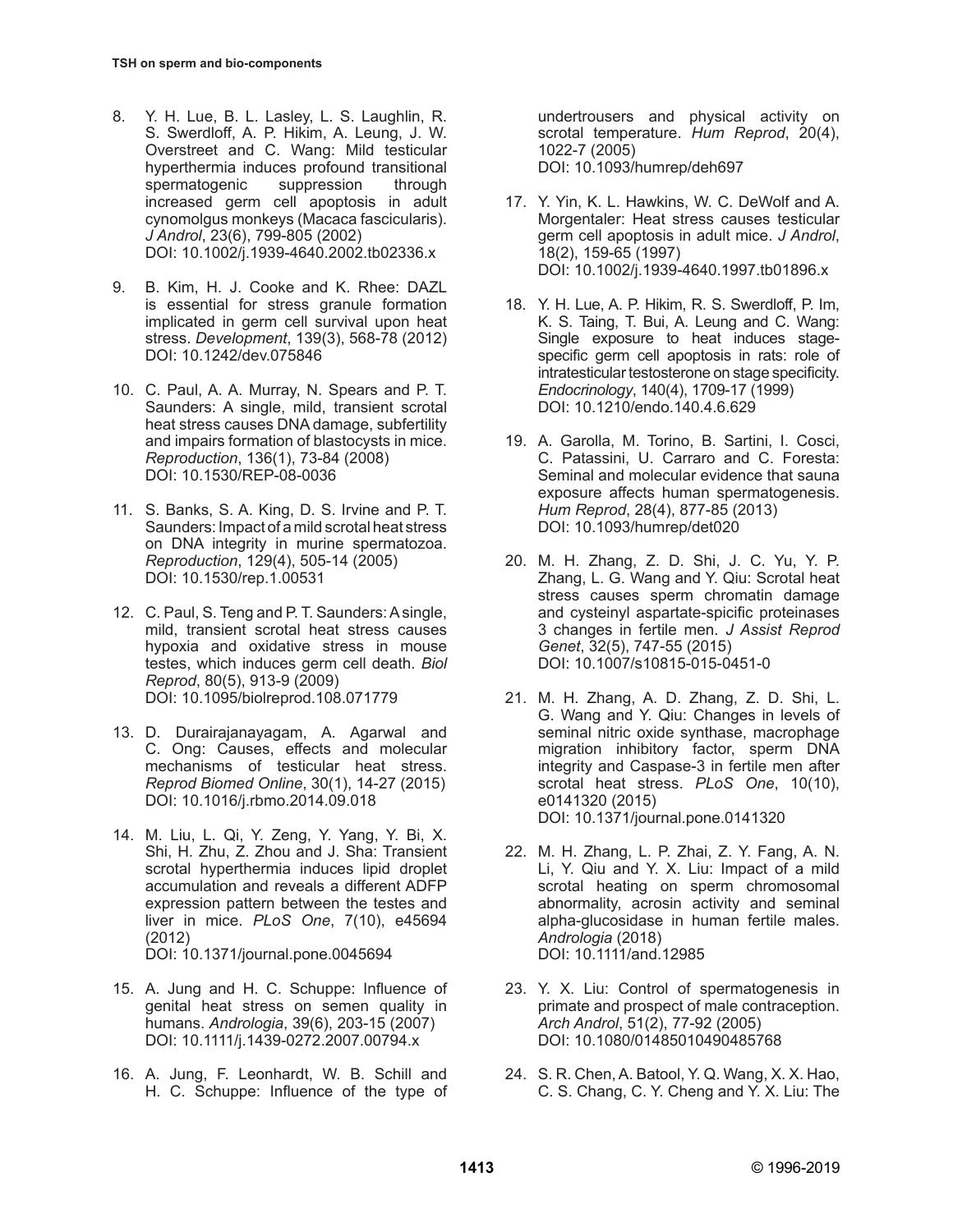8. Y. H. Lue, B. L. Lasley, L. S. Laughlin, R. S. Swerdloff, A. P. Hikim, A. Leung, J. W. Overstreet and C. Wang: Mild testicular hyperthermia induces profound transitional spermatogenic suppression through increased germ cell apoptosis in adult cynomolgus monkeys (Macaca fascicularis). *J Androl*, 23(6), 799-805 (2002)
DOI: 10.1002/j.1939-4640.2002.tb02336.x

9. B. Kim, H. J. Cooke and K. Rhee: DAZL is essential for stress granule formation implicated in germ cell survival upon heat stress. *Development*, 139(3), 568-78 (2012)
DOI: 10.1242/dev.075846

10. C. Paul, A. A. Murray, N. Spears and P. T. Saunders: A single, mild, transient scrotal heat stress causes DNA damage, subfertility and impairs formation of blastocysts in mice. *Reproduction*, 136(1), 73-84 (2008)
DOI: 10.1530/REP-08-0036

11. S. Banks, S. A. King, D. S. Irvine and P. T. Saunders: Impact of a mild scrotal heat stress on DNA integrity in murine spermatozoa. *Reproduction*, 129(4), 505-14 (2005)
DOI: 10.1530/rep.1.00531

12. C. Paul, S. Teng and P. T. Saunders: A single, mild, transient scrotal heat stress causes hypoxia and oxidative stress in mouse testes, which induces germ cell death. *Biol Reprod*, 80(5), 913-9 (2009)
DOI: 10.1095/biolreprod.108.071779

13. D. Durairajanayagam, A. Agarwal and C. Ong: Causes, effects and molecular mechanisms of testicular heat stress. *Reprod Biomed Online*, 30(1), 14-27 (2015)
DOI: 10.1016/j.rbmo.2014.09.018

14. M. Liu, L. Qi, Y. Zeng, Y. Yang, Y. Bi, X. Shi, H. Zhu, Z. Zhou and J. Sha: Transient scrotal hyperthermia induces lipid droplet accumulation and reveals a different ADFP expression pattern between the testes and liver in mice. *PLoS One*, 7(10), e45694 (2012)
DOI: 10.1371/journal.pone.0045694

15. A. Jung and H. C. Schuppe: Influence of genital heat stress on semen quality in humans. *Andrologia*, 39(6), 203-15 (2007)
DOI: 10.1111/j.1439-0272.2007.00794.x

16. A. Jung, F. Leonhardt, W. B. Schill and H. C. Schuppe: Influence of the type of undertrousers and physical activity on scrotal temperature. *Hum Reprod*, 20(4), 1022-7 (2005)
DOI: 10.1093/humrep/deh697

17. Y. Yin, K. L. Hawkins, W. C. DeWolf and A. Morgentaler: Heat stress causes testicular germ cell apoptosis in adult mice. *J Androl*, 18(2), 159-65 (1997)
DOI: 10.1002/j.1939-4640.1997.tb01896.x

18. Y. H. Lue, A. P. Hikim, R. S. Swerdloff, P. Im, K. S. Taing, T. Bui, A. Leung and C. Wang: Single exposure to heat induces stage-specific germ cell apoptosis in rats: role of intratesticular testosterone on stage specificity. *Endocrinology*, 140(4), 1709-17 (1999)
DOI: 10.1210/endo.140.4.6.629

19. A. Garolla, M. Torino, B. Sartini, I. Cosci, C. Patassini, U. Carraro and C. Foresta: Seminal and molecular evidence that sauna exposure affects human spermatogenesis. *Hum Reprod*, 28(4), 877-85 (2013)
DOI: 10.1093/humrep/det020

20. M. H. Zhang, Z. D. Shi, J. C. Yu, Y. P. Zhang, L. G. Wang and Y. Qiu: Scrotal heat stress causes sperm chromatin damage and cysteinyl aspartate-spicific proteinases 3 changes in fertile men. *J Assist Reprod Genet*, 32(5), 747-55 (2015)
DOI: 10.1007/s10815-015-0451-0

21. M. H. Zhang, A. D. Zhang, Z. D. Shi, L. G. Wang and Y. Qiu: Changes in levels of seminal nitric oxide synthase, macrophage migration inhibitory factor, sperm DNA integrity and Caspase-3 in fertile men after scrotal heat stress. *PLoS One*, 10(10), e0141320 (2015)
DOI: 10.1371/journal.pone.0141320

22. M. H. Zhang, L. P. Zhai, Z. Y. Fang, A. N. Li, Y. Qiu and Y. X. Liu: Impact of a mild scrotal heating on sperm chromosomal abnormality, acrosin activity and seminal alpha-glucosidase in human fertile males. *Andrologia* (2018)
DOI: 10.1111/and.12985

23. Y. X. Liu: Control of spermatogenesis in primate and prospect of male contraception. *Arch Androl*, 51(2), 77-92 (2005)
DOI: 10.1080/01485010490485768

24. S. R. Chen, A. Batool, Y. Q. Wang, X. X. Hao, C. S. Chang, C. Y. Cheng and Y. X. Liu: The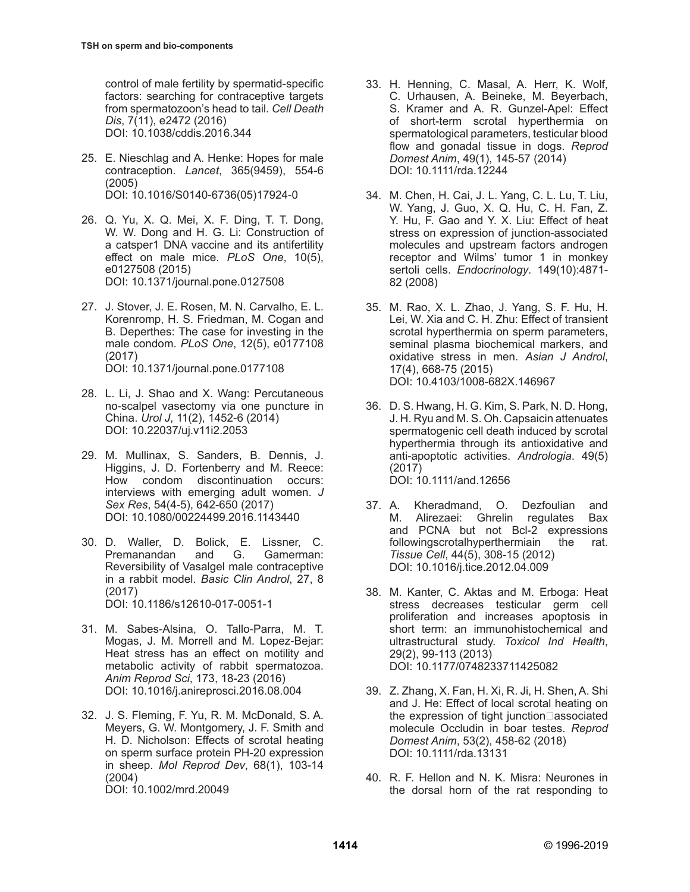control of male fertility by spermatid-specific factors: searching for contraceptive targets from spermatozoon's head to tail. *Cell Death Dis*, 7(11), e2472 (2016)
DOI: 10.1038/cddis.2016.344

25. E. Nieschlag and A. Henke: Hopes for male contraception. *Lancet*, 365(9459), 554-6 (2005)
DOI: 10.1016/S0140-6736(05)17924-0

26. Q. Yu, X. Q. Mei, X. F. Ding, T. T. Dong, W. W. Dong and H. G. Li: Construction of a catsper1 DNA vaccine and its antifertility effect on male mice. *PLoS One*, 10(5), e0127508 (2015)
DOI: 10.1371/journal.pone.0127508

27. J. Stover, J. E. Rosen, M. N. Carvalho, E. L. Korenromp, H. S. Friedman, M. Cogan and B. Deperthes: The case for investing in the male condom. *PLoS One*, 12(5), e0177108 (2017)
DOI: 10.1371/journal.pone.0177108

28. L. Li, J. Shao and X. Wang: Percutaneous no-scalpel vasectomy via one puncture in China. *Urol J*, 11(2), 1452-6 (2014)
DOI: 10.22037/uj.v11i2.2053

29. M. Mullinax, S. Sanders, B. Dennis, J. Higgins, J. D. Fortenberry and M. Reece: How condom discontinuation occurs: interviews with emerging adult women. *J Sex Res*, 54(4-5), 642-650 (2017)
DOI: 10.1080/00224499.2016.1143440

30. D. Waller, D. Bolick, E. Lissner, C. Premanandan and G. Gamerman: Reversibility of Vasalgel male contraceptive in a rabbit model. *Basic Clin Androl*, 27, 8 (2017)
DOI: 10.1186/s12610-017-0051-1

31. M. Sabes-Alsina, O. Tallo-Parra, M. T. Mogas, J. M. Morrell and M. Lopez-Bejar: Heat stress has an effect on motility and metabolic activity of rabbit spermatozoa. *Anim Reprod Sci*, 173, 18-23 (2016)
DOI: 10.1016/j.anireprosci.2016.08.004

32. J. S. Fleming, F. Yu, R. M. McDonald, S. A. Meyers, G. W. Montgomery, J. F. Smith and H. D. Nicholson: Effects of scrotal heating on sperm surface protein PH-20 expression in sheep. *Mol Reprod Dev*, 68(1), 103-14 (2004)
DOI: 10.1002/mrd.20049

33. H. Henning, C. Masal, A. Herr, K. Wolf, C. Urhausen, A. Beineke, M. Beyerbach, S. Kramer and A. R. Gunzel-Apel: Effect of short-term scrotal hyperthermia on spermatological parameters, testicular blood flow and gonadal tissue in dogs. *Reprod Domest Anim*, 49(1), 145-57 (2014)
DOI: 10.1111/rda.12244

34. M. Chen, H. Cai, J. L. Yang, C. L. Lu, T. Liu, W. Yang, J. Guo, X. Q. Hu, C. H. Fan, Z. Y. Hu, F. Gao and Y. X. Liu: Effect of heat stress on expression of junction-associated molecules and upstream factors androgen receptor and Wilms' tumor 1 in monkey sertoli cells. *Endocrinology*. 149(10):4871-82 (2008)

35. M. Rao, X. L. Zhao, J. Yang, S. F. Hu, H. Lei, W. Xia and C. H. Zhu: Effect of transient scrotal hyperthermia on sperm parameters, seminal plasma biochemical markers, and oxidative stress in men. *Asian J Androl*, 17(4), 668-75 (2015)
DOI: 10.4103/1008-682X.146967

36. D. S. Hwang, H. G. Kim, S. Park, N. D. Hong, J. H. Ryu and M. S. Oh. Capsaicin attenuates spermatogenic cell death induced by scrotal hyperthermia through its antioxidative and anti-apoptotic activities. *Andrologia*. 49(5) (2017)
DOI: 10.1111/and.12656

37. A. Kheradmand, O. Dezfoulian and M. Alirezaei: Ghrelin regulates Bax and PCNA but not Bcl-2 expressions followingscrotalhyperthermiain the rat. *Tissue Cell*, 44(5), 308-15 (2012)
DOI: 10.1016/j.tice.2012.04.009

38. M. Kanter, C. Aktas and M. Erboga: Heat stress decreases testicular germ cell proliferation and increases apoptosis in short term: an immunohistochemical and ultrastructural study. *Toxicol Ind Health*, 29(2), 99-113 (2013)
DOI: 10.1177/0748233711425082

39. Z. Zhang, X. Fan, H. Xi, R. Ji, H. Shen, A. Shi and J. He: Effect of local scrotal heating on the expression of tight junction□associated molecule Occludin in boar testes. *Reprod Domest Anim*, 53(2), 458-62 (2018)
DOI: 10.1111/rda.13131

40. R. F. Hellon and N. K. Misra: Neurones in the dorsal horn of the rat responding to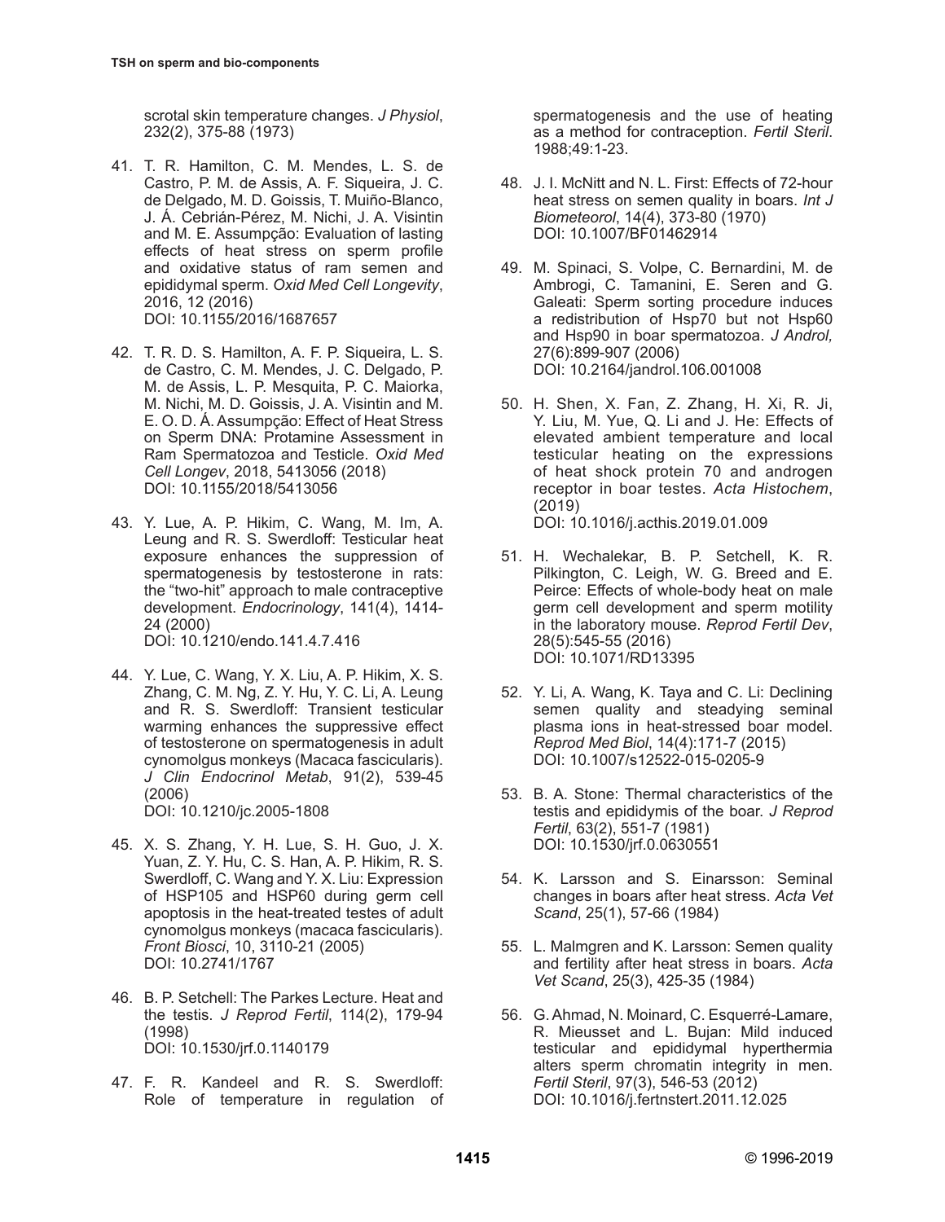scrotal skin temperature changes. *J Physiol*, 232(2), 375-88 (1973)

41. T. R. Hamilton, C. M. Mendes, L. S. de Castro, P. M. de Assis, A. F. Siqueira, J. C. de Delgado, M. D. Goissis, T. Muiño-Blanco, J. Á. Cebrián-Pérez, M. Nichi, J. A. Visintin and M. E. Assumpção: Evaluation of lasting effects of heat stress on sperm profile and oxidative status of ram semen and epididymal sperm. *Oxid Med Cell Longevity*, 2016, 12 (2016)
DOI: 10.1155/2016/1687657

42. T. R. D. S. Hamilton, A. F. P. Siqueira, L. S. de Castro, C. M. Mendes, J. C. Delgado, P. M. de Assis, L. P. Mesquita, P. C. Maiorka, M. Nichi, M. D. Goissis, J. A. Visintin and M. E. O. D. Á. Assumpção: Effect of Heat Stress on Sperm DNA: Protamine Assessment in Ram Spermatozoa and Testicle. *Oxid Med Cell Longev*, 2018, 5413056 (2018)
DOI: 10.1155/2018/5413056

43. Y. Lue, A. P. Hikim, C. Wang, M. Im, A. Leung and R. S. Swerdloff: Testicular heat exposure enhances the suppression of spermatogenesis by testosterone in rats: the "two-hit" approach to male contraceptive development. *Endocrinology*, 141(4), 1414-24 (2000)
DOI: 10.1210/endo.141.4.7.416

44. Y. Lue, C. Wang, Y. X. Liu, A. P. Hikim, X. S. Zhang, C. M. Ng, Z. Y. Hu, Y. C. Li, A. Leung and R. S. Swerdloff: Transient testicular warming enhances the suppressive effect of testosterone on spermatogenesis in adult cynomolgus monkeys (Macaca fascicularis). *J Clin Endocrinol Metab*, 91(2), 539-45 (2006)
DOI: 10.1210/jc.2005-1808

45. X. S. Zhang, Y. H. Lue, S. H. Guo, J. X. Yuan, Z. Y. Hu, C. S. Han, A. P. Hikim, R. S. Swerdloff, C. Wang and Y. X. Liu: Expression of HSP105 and HSP60 during germ cell apoptosis in the heat-treated testes of adult cynomolgus monkeys (macaca fascicularis). *Front Biosci*, 10, 3110-21 (2005)
DOI: 10.2741/1767

46. B. P. Setchell: The Parkes Lecture. Heat and the testis. *J Reprod Fertil*, 114(2), 179-94 (1998)
DOI: 10.1530/jrf.0.1140179

47. F. R. Kandeel and R. S. Swerdloff: Role of temperature in regulation of spermatogenesis and the use of heating as a method for contraception. *Fertil Steril*. 1988;49:1-23.

48. J. I. McNitt and N. L. First: Effects of 72-hour heat stress on semen quality in boars. *Int J Biometeorol*, 14(4), 373-80 (1970)
DOI: 10.1007/BF01462914

49. M. Spinaci, S. Volpe, C. Bernardini, M. de Ambrogi, C. Tamanini, E. Seren and G. Galeati: Sperm sorting procedure induces a redistribution of Hsp70 but not Hsp60 and Hsp90 in boar spermatozoa. *J Androl,* 27(6):899-907 (2006)
DOI: 10.2164/jandrol.106.001008

50. H. Shen, X. Fan, Z. Zhang, H. Xi, R. Ji, Y. Liu, M. Yue, Q. Li and J. He: Effects of elevated ambient temperature and local testicular heating on the expressions of heat shock protein 70 and androgen receptor in boar testes. *Acta Histochem*, (2019)
DOI: 10.1016/j.acthis.2019.01.009

51. H. Wechalekar, B. P. Setchell, K. R. Pilkington, C. Leigh, W. G. Breed and E. Peirce: Effects of whole-body heat on male germ cell development and sperm motility in the laboratory mouse. *Reprod Fertil Dev*, 28(5):545-55 (2016)
DOI: 10.1071/RD13395

52. Y. Li, A. Wang, K. Taya and C. Li: Declining semen quality and steadying seminal plasma ions in heat-stressed boar model. *Reprod Med Biol*, 14(4):171-7 (2015)
DOI: 10.1007/s12522-015-0205-9

53. B. A. Stone: Thermal characteristics of the testis and epididymis of the boar. *J Reprod Fertil*, 63(2), 551-7 (1981)
DOI: 10.1530/jrf.0.0630551

54. K. Larsson and S. Einarsson: Seminal changes in boars after heat stress. *Acta Vet Scand*, 25(1), 57-66 (1984)

55. L. Malmgren and K. Larsson: Semen quality and fertility after heat stress in boars. *Acta Vet Scand*, 25(3), 425-35 (1984)

56. G. Ahmad, N. Moinard, C. Esquerré-Lamare, R. Mieusset and L. Bujan: Mild induced testicular and epididymal hyperthermia alters sperm chromatin integrity in men. *Fertil Steril*, 97(3), 546-53 (2012)
DOI: 10.1016/j.fertnstert.2011.12.025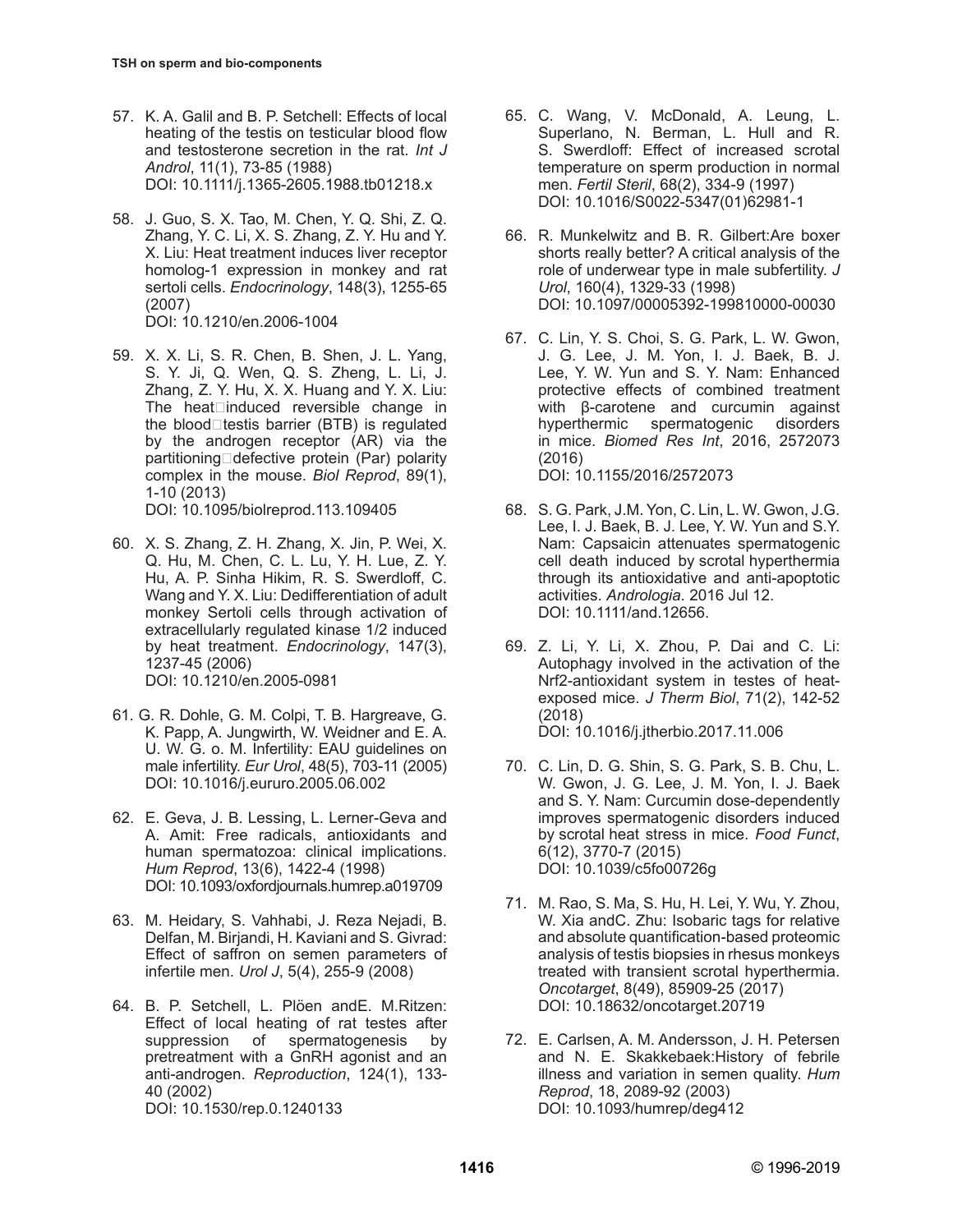57. K. A. Galil and B. P. Setchell: Effects of local heating of the testis on testicular blood flow and testosterone secretion in the rat. *Int J Androl*, 11(1), 73-85 (1988)
DOI: 10.1111/j.1365-2605.1988.tb01218.x

58. J. Guo, S. X. Tao, M. Chen, Y. Q. Shi, Z. Q. Zhang, Y. C. Li, X. S. Zhang, Z. Y. Hu and Y. X. Liu: Heat treatment induces liver receptor homolog-1 expression in monkey and rat sertoli cells. *Endocrinology*, 148(3), 1255-65 (2007)
DOI: 10.1210/en.2006-1004

59. X. X. Li, S. R. Chen, B. Shen, J. L. Yang, S. Y. Ji, Q. Wen, Q. S. Zheng, L. Li, J. Zhang, Z. Y. Hu, X. X. Huang and Y. X. Liu: The heat‐induced reversible change in the blood‐testis barrier (BTB) is regulated by the androgen receptor (AR) via the partitioning‐defective protein (Par) polarity complex in the mouse. *Biol Reprod*, 89(1), 1-10 (2013)
DOI: 10.1095/biolreprod.113.109405

60. X. S. Zhang, Z. H. Zhang, X. Jin, P. Wei, X. Q. Hu, M. Chen, C. L. Lu, Y. H. Lue, Z. Y. Hu, A. P. Sinha Hikim, R. S. Swerdloff, C. Wang and Y. X. Liu: Dedifferentiation of adult monkey Sertoli cells through activation of extracellularly regulated kinase 1/2 induced by heat treatment. *Endocrinology*, 147(3), 1237-45 (2006)
DOI: 10.1210/en.2005-0981

61. G. R. Dohle, G. M. Colpi, T. B. Hargreave, G. K. Papp, A. Jungwirth, W. Weidner and E. A. U. W. G. o. M. Infertility: EAU guidelines on male infertility. *Eur Urol*, 48(5), 703-11 (2005)
DOI: 10.1016/j.eururo.2005.06.002

62. E. Geva, J. B. Lessing, L. Lerner-Geva and A. Amit: Free radicals, antioxidants and human spermatozoa: clinical implications. *Hum Reprod*, 13(6), 1422-4 (1998)
DOI: 10.1093/oxfordjournals.humrep.a019709

63. M. Heidary, S. Vahhabi, J. Reza Nejadi, B. Delfan, M. Birjandi, H. Kaviani and S. Givrad: Effect of saffron on semen parameters of infertile men. *Urol J*, 5(4), 255-9 (2008)

64. B. P. Setchell, L. Plöen andE. M.Ritzen: Effect of local heating of rat testes after suppression of spermatogenesis by pretreatment with a GnRH agonist and an anti-androgen. *Reproduction*, 124(1), 133-40 (2002)
DOI: 10.1530/rep.0.1240133

65. C. Wang, V. McDonald, A. Leung, L. Superlano, N. Berman, L. Hull and R. S. Swerdloff: Effect of increased scrotal temperature on sperm production in normal men. *Fertil Steril*, 68(2), 334-9 (1997)
DOI: 10.1016/S0022-5347(01)62981-1

66. R. Munkelwitz and B. R. Gilbert:Are boxer shorts really better? A critical analysis of the role of underwear type in male subfertility. *J Urol*, 160(4), 1329-33 (1998)
DOI: 10.1097/00005392-199810000-00030

67. C. Lin, Y. S. Choi, S. G. Park, L. W. Gwon, J. G. Lee, J. M. Yon, I. J. Baek, B. J. Lee, Y. W. Yun and S. Y. Nam: Enhanced protective effects of combined treatment with β-carotene and curcumin against hyperthermic spermatogenic disorders in mice. *Biomed Res Int*, 2016, 2572073 (2016)
DOI: 10.1155/2016/2572073

68. S. G. Park, J.M. Yon, C. Lin, L. W. Gwon, J.G. Lee, I. J. Baek, B. J. Lee, Y. W. Yun and S.Y. Nam: Capsaicin attenuates spermatogenic cell death induced by scrotal hyperthermia through its antioxidative and anti-apoptotic activities. *Andrologia*. 2016 Jul 12.
DOI: 10.1111/and.12656.

69. Z. Li, Y. Li, X. Zhou, P. Dai and C. Li: Autophagy involved in the activation of the Nrf2-antioxidant system in testes of heat-exposed mice. *J Therm Biol*, 71(2), 142-52 (2018)
DOI: 10.1016/j.jtherbio.2017.11.006

70. C. Lin, D. G. Shin, S. G. Park, S. B. Chu, L. W. Gwon, J. G. Lee, J. M. Yon, I. J. Baek and S. Y. Nam: Curcumin dose-dependently improves spermatogenic disorders induced by scrotal heat stress in mice. *Food Funct*, 6(12), 3770-7 (2015)
DOI: 10.1039/c5fo00726g

71. M. Rao, S. Ma, S. Hu, H. Lei, Y. Wu, Y. Zhou, W. Xia andC. Zhu: Isobaric tags for relative and absolute quantification-based proteomic analysis of testis biopsies in rhesus monkeys treated with transient scrotal hyperthermia. *Oncotarget*, 8(49), 85909-25 (2017)
DOI: 10.18632/oncotarget.20719

72. E. Carlsen, A. M. Andersson, J. H. Petersen and N. E. Skakkebaek:History of febrile illness and variation in semen quality. *Hum Reprod*, 18, 2089-92 (2003)
DOI: 10.1093/humrep/deg412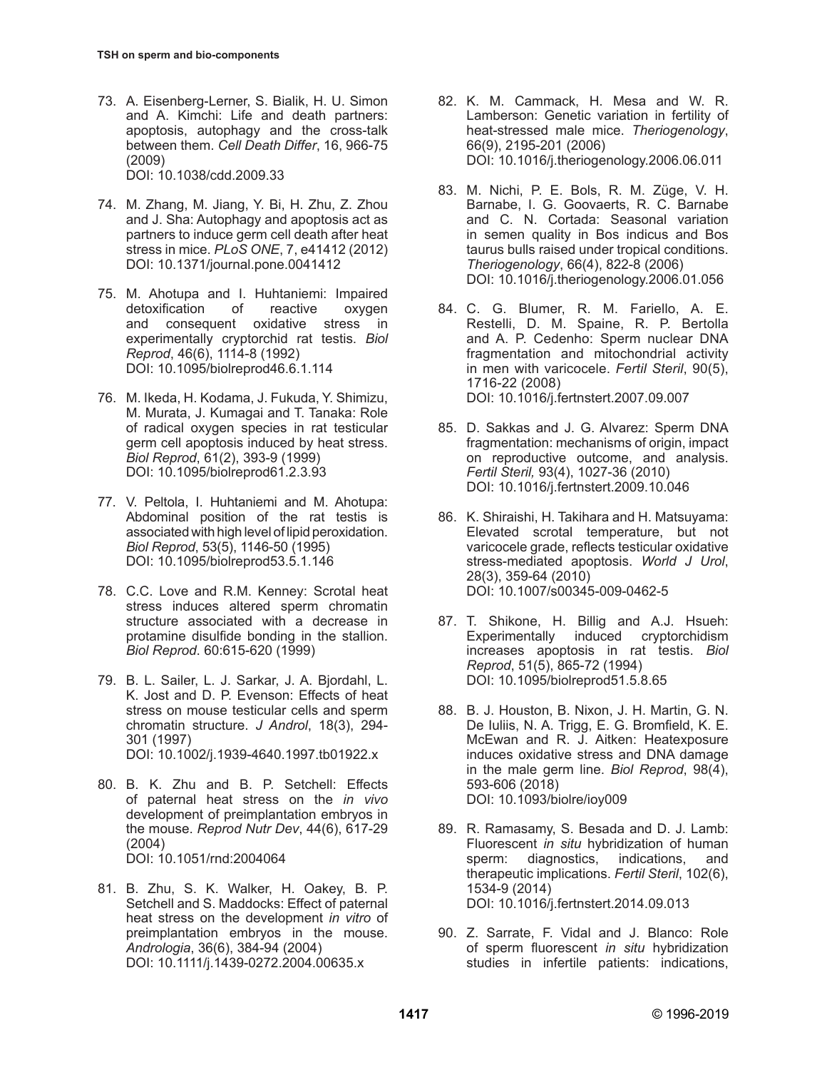73. A. Eisenberg-Lerner, S. Bialik, H. U. Simon and A. Kimchi: Life and death partners: apoptosis, autophagy and the cross-talk between them. *Cell Death Differ*, 16, 966-75 (2009)
DOI: 10.1038/cdd.2009.33

74. M. Zhang, M. Jiang, Y. Bi, H. Zhu, Z. Zhou and J. Sha: Autophagy and apoptosis act as partners to induce germ cell death after heat stress in mice. *PLoS ONE*, 7, e41412 (2012)
DOI: 10.1371/journal.pone.0041412

75. M. Ahotupa and I. Huhtaniemi: Impaired detoxification of reactive oxygen and consequent oxidative stress in experimentally cryptorchid rat testis. *Biol Reprod*, 46(6), 1114-8 (1992)
DOI: 10.1095/biolreprod46.6.1.114

76. M. Ikeda, H. Kodama, J. Fukuda, Y. Shimizu, M. Murata, J. Kumagai and T. Tanaka: Role of radical oxygen species in rat testicular germ cell apoptosis induced by heat stress. *Biol Reprod*, 61(2), 393-9 (1999)
DOI: 10.1095/biolreprod61.2.3.93

77. V. Peltola, I. Huhtaniemi and M. Ahotupa: Abdominal position of the rat testis is associated with high level of lipid peroxidation. *Biol Reprod*, 53(5), 1146-50 (1995)
DOI: 10.1095/biolreprod53.5.1.146

78. C.C. Love and R.M. Kenney: Scrotal heat stress induces altered sperm chromatin structure associated with a decrease in protamine disulfide bonding in the stallion. *Biol Reprod*. 60:615-620 (1999)

79. B. L. Sailer, L. J. Sarkar, J. A. Bjordahl, L. K. Jost and D. P. Evenson: Effects of heat stress on mouse testicular cells and sperm chromatin structure. *J Androl*, 18(3), 294-301 (1997)
DOI: 10.1002/j.1939-4640.1997.tb01922.x

80. B. K. Zhu and B. P. Setchell: Effects of paternal heat stress on the *in vivo* development of preimplantation embryos in the mouse. *Reprod Nutr Dev*, 44(6), 617-29 (2004)
DOI: 10.1051/rnd:2004064

81. B. Zhu, S. K. Walker, H. Oakey, B. P. Setchell and S. Maddocks: Effect of paternal heat stress on the development *in vitro* of preimplantation embryos in the mouse. *Andrologia*, 36(6), 384-94 (2004)
DOI: 10.1111/j.1439-0272.2004.00635.x

82. K. M. Cammack, H. Mesa and W. R. Lamberson: Genetic variation in fertility of heat-stressed male mice. *Theriogenology*, 66(9), 2195-201 (2006)
DOI: 10.1016/j.theriogenology.2006.06.011

83. M. Nichi, P. E. Bols, R. M. Züge, V. H. Barnabe, I. G. Goovaerts, R. C. Barnabe and C. N. Cortada: Seasonal variation in semen quality in Bos indicus and Bos taurus bulls raised under tropical conditions. *Theriogenology*, 66(4), 822-8 (2006)
DOI: 10.1016/j.theriogenology.2006.01.056

84. C. G. Blumer, R. M. Fariello, A. E. Restelli, D. M. Spaine, R. P. Bertolla and A. P. Cedenho: Sperm nuclear DNA fragmentation and mitochondrial activity in men with varicocele. *Fertil Steril*, 90(5), 1716-22 (2008)
DOI: 10.1016/j.fertnstert.2007.09.007

85. D. Sakkas and J. G. Alvarez: Sperm DNA fragmentation: mechanisms of origin, impact on reproductive outcome, and analysis. *Fertil Steril,* 93(4), 1027-36 (2010)
DOI: 10.1016/j.fertnstert.2009.10.046

86. K. Shiraishi, H. Takihara and H. Matsuyama: Elevated scrotal temperature, but not varicocele grade, reflects testicular oxidative stress-mediated apoptosis. *World J Urol*, 28(3), 359-64 (2010)
DOI: 10.1007/s00345-009-0462-5

87. T. Shikone, H. Billig and A.J. Hsueh: Experimentally induced cryptorchidism increases apoptosis in rat testis. *Biol Reprod*, 51(5), 865-72 (1994)
DOI: 10.1095/biolreprod51.5.8.65

88. B. J. Houston, B. Nixon, J. H. Martin, G. N. De Iuliis, N. A. Trigg, E. G. Bromfield, K. E. McEwan and R. J. Aitken: Heatexposure induces oxidative stress and DNA damage in the male germ line. *Biol Reprod*, 98(4), 593-606 (2018)
DOI: 10.1093/biolre/ioy009

89. R. Ramasamy, S. Besada and D. J. Lamb: Fluorescent *in situ* hybridization of human sperm: diagnostics, indications, and therapeutic implications. *Fertil Steril*, 102(6), 1534-9 (2014)
DOI: 10.1016/j.fertnstert.2014.09.013

90. Z. Sarrate, F. Vidal and J. Blanco: Role of sperm fluorescent *in situ* hybridization studies in infertile patients: indications,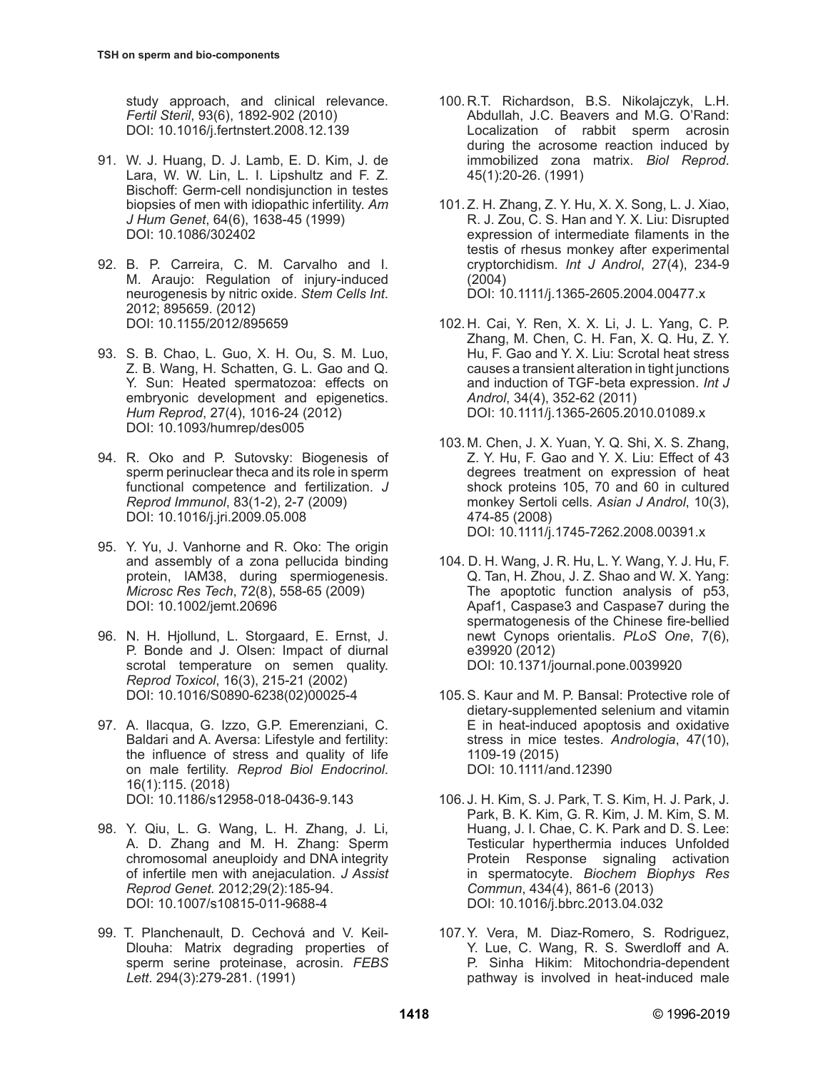study approach, and clinical relevance. *Fertil Steril*, 93(6), 1892-902 (2010)
DOI: 10.1016/j.fertnstert.2008.12.139

91. W. J. Huang, D. J. Lamb, E. D. Kim, J. de Lara, W. W. Lin, L. I. Lipshultz and F. Z. Bischoff: Germ-cell nondisjunction in testes biopsies of men with idiopathic infertility. *Am J Hum Genet*, 64(6), 1638-45 (1999)
DOI: 10.1086/302402

92. B. P. Carreira, C. M. Carvalho and I. M. Araujo: Regulation of injury-induced neurogenesis by nitric oxide. *Stem Cells Int*. 2012; 895659. (2012)
DOI: 10.1155/2012/895659

93. S. B. Chao, L. Guo, X. H. Ou, S. M. Luo, Z. B. Wang, H. Schatten, G. L. Gao and Q. Y. Sun: Heated spermatozoa: effects on embryonic development and epigenetics. *Hum Reprod*, 27(4), 1016-24 (2012)
DOI: 10.1093/humrep/des005

94. R. Oko and P. Sutovsky: Biogenesis of sperm perinuclear theca and its role in sperm functional competence and fertilization. *J Reprod Immunol*, 83(1-2), 2-7 (2009)
DOI: 10.1016/j.jri.2009.05.008

95. Y. Yu, J. Vanhorne and R. Oko: The origin and assembly of a zona pellucida binding protein, IAM38, during spermiogenesis. *Microsc Res Tech*, 72(8), 558-65 (2009)
DOI: 10.1002/jemt.20696

96. N. H. Hjollund, L. Storgaard, E. Ernst, J. P. Bonde and J. Olsen: Impact of diurnal scrotal temperature on semen quality. *Reprod Toxicol*, 16(3), 215-21 (2002)
DOI: 10.1016/S0890-6238(02)00025-4

97. A. Ilacqua, G. Izzo, G.P. Emerenziani, C. Baldari and A. Aversa: Lifestyle and fertility: the influence of stress and quality of life on male fertility. *Reprod Biol Endocrinol*. 16(1):115. (2018)
DOI: 10.1186/s12958-018-0436-9.143

98. Y. Qiu, L. G. Wang, L. H. Zhang, J. Li, A. D. Zhang and M. H. Zhang: Sperm chromosomal aneuploidy and DNA integrity of infertile men with anejaculation. *J Assist Reprod Genet.* 2012;29(2):185-94.
DOI: 10.1007/s10815-011-9688-4

99. T. Planchenault, D. Cechová and V. Keil-Dlouha: Matrix degrading properties of sperm serine proteinase, acrosin. *FEBS Lett*. 294(3):279-281. (1991)

100. R.T. Richardson, B.S. Nikolajczyk, L.H. Abdullah, J.C. Beavers and M.G. O'Rand: Localization of rabbit sperm acrosin during the acrosome reaction induced by immobilized zona matrix. *Biol Reprod*. 45(1):20-26. (1991)

101. Z. H. Zhang, Z. Y. Hu, X. X. Song, L. J. Xiao, R. J. Zou, C. S. Han and Y. X. Liu: Disrupted expression of intermediate filaments in the testis of rhesus monkey after experimental cryptorchidism. *Int J Androl*, 27(4), 234-9 (2004)
DOI: 10.1111/j.1365-2605.2004.00477.x

102. H. Cai, Y. Ren, X. X. Li, J. L. Yang, C. P. Zhang, M. Chen, C. H. Fan, X. Q. Hu, Z. Y. Hu, F. Gao and Y. X. Liu: Scrotal heat stress causes a transient alteration in tight junctions and induction of TGF-beta expression. *Int J Androl*, 34(4), 352-62 (2011)
DOI: 10.1111/j.1365-2605.2010.01089.x

103. M. Chen, J. X. Yuan, Y. Q. Shi, X. S. Zhang, Z. Y. Hu, F. Gao and Y. X. Liu: Effect of 43 degrees treatment on expression of heat shock proteins 105, 70 and 60 in cultured monkey Sertoli cells. *Asian J Androl*, 10(3), 474-85 (2008)
DOI: 10.1111/j.1745-7262.2008.00391.x

104. D. H. Wang, J. R. Hu, L. Y. Wang, Y. J. Hu, F. Q. Tan, H. Zhou, J. Z. Shao and W. X. Yang: The apoptotic function analysis of p53, Apaf1, Caspase3 and Caspase7 during the spermatogenesis of the Chinese fire-bellied newt Cynops orientalis. *PLoS One*, 7(6), e39920 (2012)
DOI: 10.1371/journal.pone.0039920

105. S. Kaur and M. P. Bansal: Protective role of dietary-supplemented selenium and vitamin E in heat-induced apoptosis and oxidative stress in mice testes. *Andrologia*, 47(10), 1109-19 (2015)
DOI: 10.1111/and.12390

106. J. H. Kim, S. J. Park, T. S. Kim, H. J. Park, J. Park, B. K. Kim, G. R. Kim, J. M. Kim, S. M. Huang, J. I. Chae, C. K. Park and D. S. Lee: Testicular hyperthermia induces Unfolded Protein Response signaling activation in spermatocyte. *Biochem Biophys Res Commun*, 434(4), 861-6 (2013)
DOI: 10.1016/j.bbrc.2013.04.032

107. Y. Vera, M. Diaz-Romero, S. Rodriguez, Y. Lue, C. Wang, R. S. Swerdloff and A. P. Sinha Hikim: Mitochondria-dependent pathway is involved in heat-induced male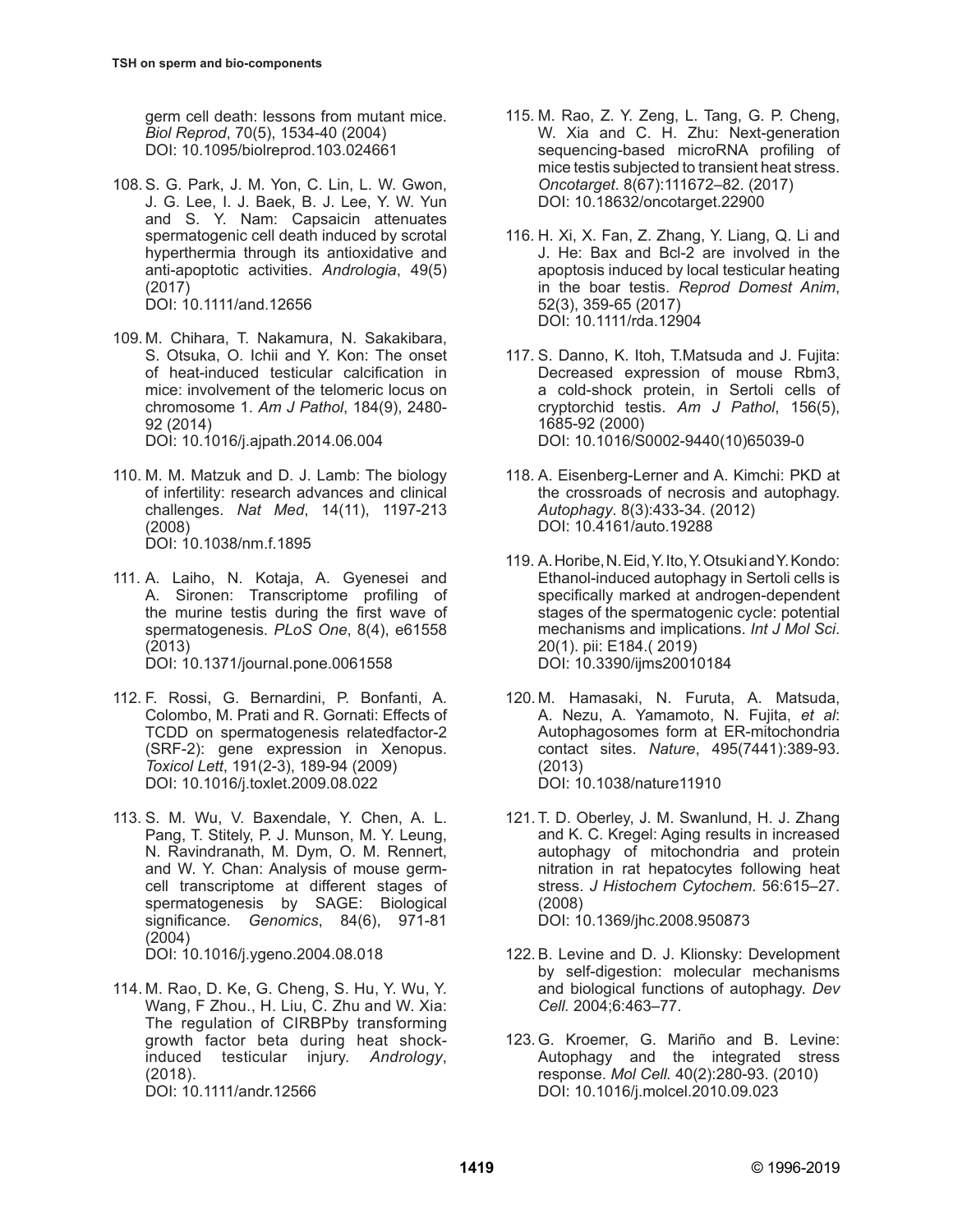germ cell death: lessons from mutant mice. *Biol Reprod*, 70(5), 1534-40 (2004)
DOI: 10.1095/biolreprod.103.024661

108. S. G. Park, J. M. Yon, C. Lin, L. W. Gwon, J. G. Lee, I. J. Baek, B. J. Lee, Y. W. Yun and S. Y. Nam: Capsaicin attenuates spermatogenic cell death induced by scrotal hyperthermia through its antioxidative and anti-apoptotic activities. *Andrologia*, 49(5) (2017)
DOI: 10.1111/and.12656

109. M. Chihara, T. Nakamura, N. Sakakibara, S. Otsuka, O. Ichii and Y. Kon: The onset of heat-induced testicular calcification in mice: involvement of the telomeric locus on chromosome 1. *Am J Pathol*, 184(9), 2480-92 (2014)
DOI: 10.1016/j.ajpath.2014.06.004

110. M. M. Matzuk and D. J. Lamb: The biology of infertility: research advances and clinical challenges. *Nat Med*, 14(11), 1197-213 (2008)
DOI: 10.1038/nm.f.1895

111. A. Laiho, N. Kotaja, A. Gyenesei and A. Sironen: Transcriptome profiling of the murine testis during the first wave of spermatogenesis. *PLoS One*, 8(4), e61558 (2013)
DOI: 10.1371/journal.pone.0061558

112. F. Rossi, G. Bernardini, P. Bonfanti, A. Colombo, M. Prati and R. Gornati: Effects of TCDD on spermatogenesis relatedfactor-2 (SRF-2): gene expression in Xenopus. *Toxicol Lett*, 191(2-3), 189-94 (2009)
DOI: 10.1016/j.toxlet.2009.08.022

113. S. M. Wu, V. Baxendale, Y. Chen, A. L. Pang, T. Stitely, P. J. Munson, M. Y. Leung, N. Ravindranath, M. Dym, O. M. Rennert, and W. Y. Chan: Analysis of mouse germ-cell transcriptome at different stages of spermatogenesis by SAGE: Biological significance. *Genomics*, 84(6), 971-81 (2004)
DOI: 10.1016/j.ygeno.2004.08.018

114. M. Rao, D. Ke, G. Cheng, S. Hu, Y. Wu, Y. Wang, F Zhou., H. Liu, C. Zhu and W. Xia: The regulation of CIRBPby transforming growth factor beta during heat shock-induced testicular injury. *Andrology*, (2018).
DOI: 10.1111/andr.12566

115. M. Rao, Z. Y. Zeng, L. Tang, G. P. Cheng, W. Xia and C. H. Zhu: Next-generation sequencing-based microRNA profiling of mice testis subjected to transient heat stress. *Oncotarget*. 8(67):111672–82. (2017)
DOI: 10.18632/oncotarget.22900

116. H. Xi, X. Fan, Z. Zhang, Y. Liang, Q. Li and J. He: Bax and Bcl-2 are involved in the apoptosis induced by local testicular heating in the boar testis. *Reprod Domest Anim*, 52(3), 359-65 (2017)
DOI: 10.1111/rda.12904

117. S. Danno, K. Itoh, T.Matsuda and J. Fujita: Decreased expression of mouse Rbm3, a cold-shock protein, in Sertoli cells of cryptorchid testis. *Am J Pathol*, 156(5), 1685-92 (2000)
DOI: 10.1016/S0002-9440(10)65039-0

118. A. Eisenberg-Lerner and A. Kimchi: PKD at the crossroads of necrosis and autophagy. *Autophagy*. 8(3):433-34. (2012)
DOI: 10.4161/auto.19288

119. A. Horibe, N. Eid, Y. Ito, Y. Otsuki and Y. Kondo: Ethanol-induced autophagy in Sertoli cells is specifically marked at androgen-dependent stages of the spermatogenic cycle: potential mechanisms and implications. *Int J Mol Sci*. 20(1). pii: E184.( 2019)
DOI: 10.3390/ijms20010184

120. M. Hamasaki, N. Furuta, A. Matsuda, A. Nezu, A. Yamamoto, N. Fujita, *et al*: Autophagosomes form at ER-mitochondria contact sites. *Nature*, 495(7441):389-93. (2013)
DOI: 10.1038/nature11910

121. T. D. Oberley, J. M. Swanlund, H. J. Zhang and K. C. Kregel: Aging results in increased autophagy of mitochondria and protein nitration in rat hepatocytes following heat stress. *J Histochem Cytochem*. 56:615–27. (2008)
DOI: 10.1369/jhc.2008.950873

122. B. Levine and D. J. Klionsky: Development by self-digestion: molecular mechanisms and biological functions of autophagy. *Dev Cell*. 2004;6:463–77.

123. G. Kroemer, G. Mariño and B. Levine: Autophagy and the integrated stress response. *Mol Cell*. 40(2):280-93. (2010)
DOI: 10.1016/j.molcel.2010.09.023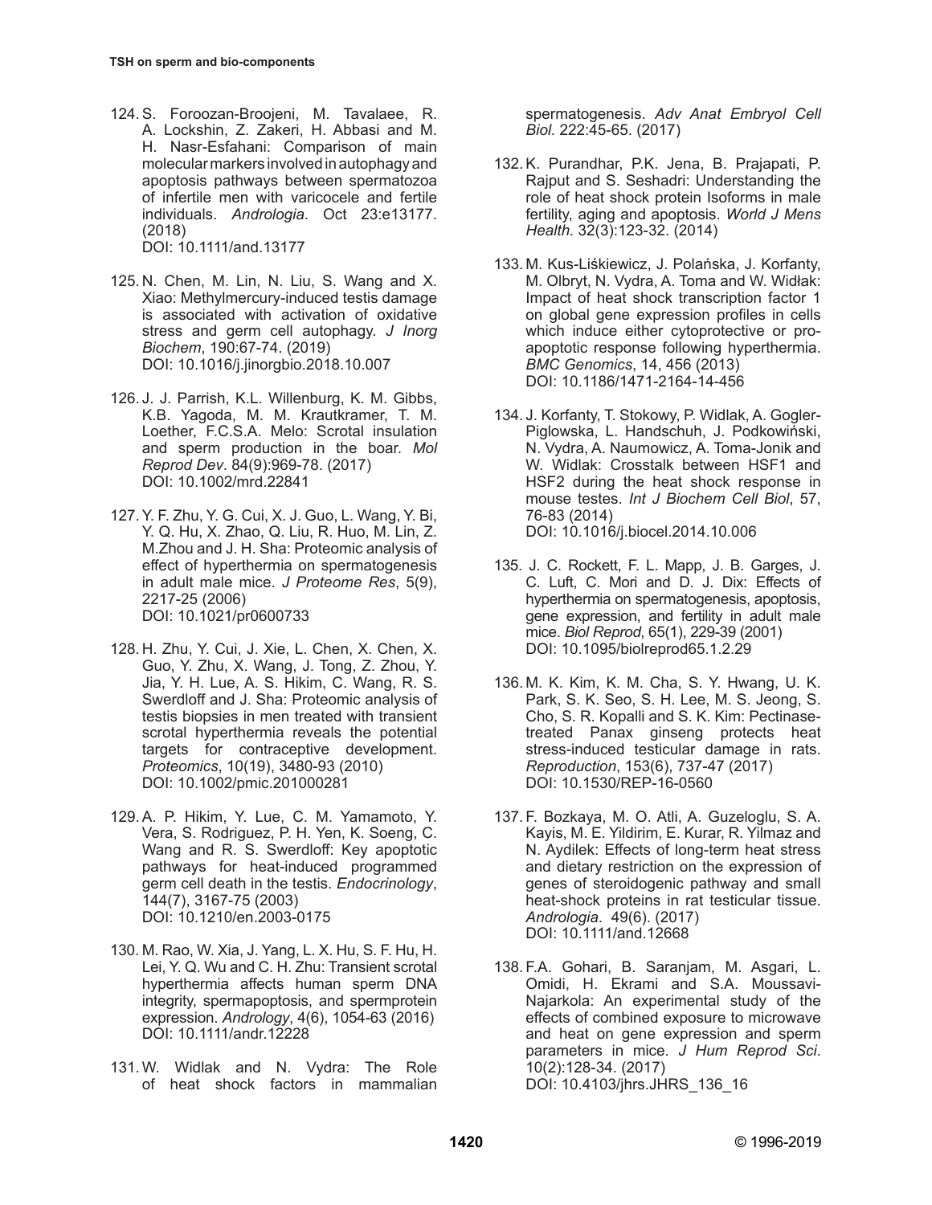124. S. Foroozan-Broojeni, M. Tavalaee, R. A. Lockshin, Z. Zakeri, H. Abbasi and M. H. Nasr-Esfahani: Comparison of main molecular markers involved in autophagy and apoptosis pathways between spermatozoa of infertile men with varicocele and fertile individuals. *Andrologia*. Oct 23:e13177. (2018)
DOI: 10.1111/and.13177

125. N. Chen, M. Lin, N. Liu, S. Wang and X. Xiao: Methylmercury-induced testis damage is associated with activation of oxidative stress and germ cell autophagy. *J Inorg Biochem*, 190:67-74. (2019)
DOI: 10.1016/j.jinorgbio.2018.10.007

126. J. J. Parrish, K.L. Willenburg, K. M. Gibbs, K.B. Yagoda, M. M. Krautkramer, T. M. Loether, F.C.S.A. Melo: Scrotal insulation and sperm production in the boar. *Mol Reprod Dev*. 84(9):969-78. (2017)
DOI: 10.1002/mrd.22841

127. Y. F. Zhu, Y. G. Cui, X. J. Guo, L. Wang, Y. Bi, Y. Q. Hu, X. Zhao, Q. Liu, R. Huo, M. Lin, Z. M.Zhou and J. H. Sha: Proteomic analysis of effect of hyperthermia on spermatogenesis in adult male mice. *J Proteome Res*, 5(9), 2217-25 (2006)
DOI: 10.1021/pr0600733

128. H. Zhu, Y. Cui, J. Xie, L. Chen, X. Chen, X. Guo, Y. Zhu, X. Wang, J. Tong, Z. Zhou, Y. Jia, Y. H. Lue, A. S. Hikim, C. Wang, R. S. Swerdloff and J. Sha: Proteomic analysis of testis biopsies in men treated with transient scrotal hyperthermia reveals the potential targets for contraceptive development. *Proteomics*, 10(19), 3480-93 (2010)
DOI: 10.1002/pmic.201000281

129. A. P. Hikim, Y. Lue, C. M. Yamamoto, Y. Vera, S. Rodriguez, P. H. Yen, K. Soeng, C. Wang and R. S. Swerdloff: Key apoptotic pathways for heat-induced programmed germ cell death in the testis. *Endocrinology*, 144(7), 3167-75 (2003)
DOI: 10.1210/en.2003-0175

130. M. Rao, W. Xia, J. Yang, L. X. Hu, S. F. Hu, H. Lei, Y. Q. Wu and C. H. Zhu: Transient scrotal hyperthermia affects human sperm DNA integrity, spermapoptosis, and spermprotein expression. *Andrology*, 4(6), 1054-63 (2016)
DOI: 10.1111/andr.12228

131. W. Widlak and N. Vydra: The Role of heat shock factors in mammalian spermatogenesis. *Adv Anat Embryol Cell Biol*. 222:45-65. (2017)

132. K. Purandhar, P.K. Jena, B. Prajapati, P. Rajput and S. Seshadri: Understanding the role of heat shock protein Isoforms in male fertility, aging and apoptosis. *World J Mens Health*. 32(3):123-32. (2014)

133. M. Kus-Liśkiewicz, J. Polańska, J. Korfanty, M. Olbryt, N. Vydra, A. Toma and W. Widłak: Impact of heat shock transcription factor 1 on global gene expression profiles in cells which induce either cytoprotective or pro-apoptotic response following hyperthermia. *BMC Genomics*, 14, 456 (2013)
DOI: 10.1186/1471-2164-14-456

134. J. Korfanty, T. Stokowy, P. Widlak, A. Gogler-Piglowska, L. Handschuh, J. Podkowiński, N. Vydra, A. Naumowicz, A. Toma-Jonik and W. Widlak: Crosstalk between HSF1 and HSF2 during the heat shock response in mouse testes. *Int J Biochem Cell Biol*, 57, 76-83 (2014)
DOI: 10.1016/j.biocel.2014.10.006

135. J. C. Rockett, F. L. Mapp, J. B. Garges, J. C. Luft, C. Mori and D. J. Dix: Effects of hyperthermia on spermatogenesis, apoptosis, gene expression, and fertility in adult male mice. *Biol Reprod*, 65(1), 229-39 (2001)
DOI: 10.1095/biolreprod65.1.2.29

136. M. K. Kim, K. M. Cha, S. Y. Hwang, U. K. Park, S. K. Seo, S. H. Lee, M. S. Jeong, S. Cho, S. R. Kopalli and S. K. Kim: Pectinase-treated Panax ginseng protects heat stress-induced testicular damage in rats. *Reproduction*, 153(6), 737-47 (2017)
DOI: 10.1530/REP-16-0560

137. F. Bozkaya, M. O. Atli, A. Guzeloglu, S. A. Kayis, M. E. Yildirim, E. Kurar, R. Yilmaz and N. Aydilek: Effects of long-term heat stress and dietary restriction on the expression of genes of steroidogenic pathway and small heat-shock proteins in rat testicular tissue. *Andrologia*. 49(6). (2017)
DOI: 10.1111/and.12668

138. F.A. Gohari, B. Saranjam, M. Asgari, L. Omidi, H. Ekrami and S.A. Moussavi-Najarkola: An experimental study of the effects of combined exposure to microwave and heat on gene expression and sperm parameters in mice. *J Hum Reprod Sci*. 10(2):128-34. (2017)
DOI: 10.4103/jhrs.JHRS_136_16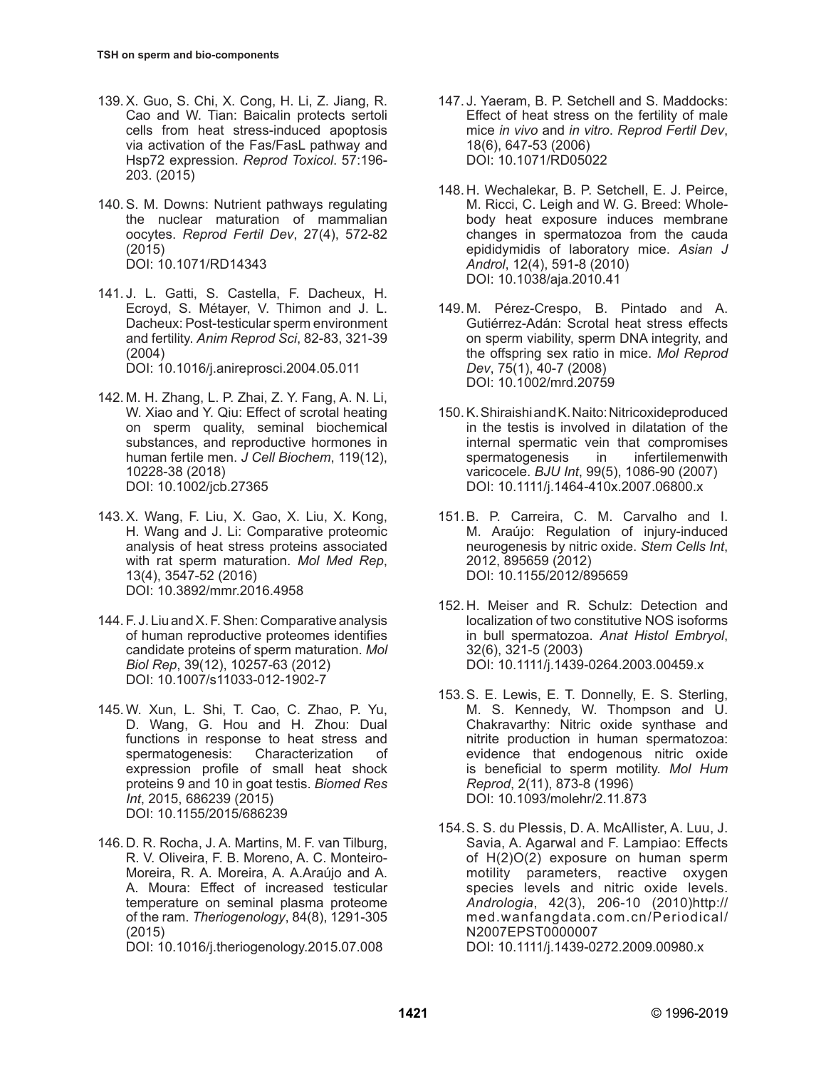139. X. Guo, S. Chi, X. Cong, H. Li, Z. Jiang, R. Cao and W. Tian: Baicalin protects sertoli cells from heat stress-induced apoptosis via activation of the Fas/FasL pathway and Hsp72 expression. *Reprod Toxicol*. 57:196-203. (2015)

140. S. M. Downs: Nutrient pathways regulating the nuclear maturation of mammalian oocytes. *Reprod Fertil Dev*, 27(4), 572-82 (2015)
DOI: 10.1071/RD14343

141. J. L. Gatti, S. Castella, F. Dacheux, H. Ecroyd, S. Métayer, V. Thimon and J. L. Dacheux: Post-testicular sperm environment and fertility. *Anim Reprod Sci*, 82-83, 321-39 (2004)
DOI: 10.1016/j.anireprosci.2004.05.011

142. M. H. Zhang, L. P. Zhai, Z. Y. Fang, A. N. Li, W. Xiao and Y. Qiu: Effect of scrotal heating on sperm quality, seminal biochemical substances, and reproductive hormones in human fertile men. *J Cell Biochem*, 119(12), 10228-38 (2018)
DOI: 10.1002/jcb.27365

143. X. Wang, F. Liu, X. Gao, X. Liu, X. Kong, H. Wang and J. Li: Comparative proteomic analysis of heat stress proteins associated with rat sperm maturation. *Mol Med Rep*, 13(4), 3547-52 (2016)
DOI: 10.3892/mmr.2016.4958

144. F. J. Liu and X. F. Shen: Comparative analysis of human reproductive proteomes identifies candidate proteins of sperm maturation. *Mol Biol Rep*, 39(12), 10257-63 (2012)
DOI: 10.1007/s11033-012-1902-7

145. W. Xun, L. Shi, T. Cao, C. Zhao, P. Yu, D. Wang, G. Hou and H. Zhou: Dual functions in response to heat stress and spermatogenesis: Characterization of expression profile of small heat shock proteins 9 and 10 in goat testis. *Biomed Res Int*, 2015, 686239 (2015)
DOI: 10.1155/2015/686239

146. D. R. Rocha, J. A. Martins, M. F. van Tilburg, R. V. Oliveira, F. B. Moreno, A. C. Monteiro-Moreira, R. A. Moreira, A. A.Araújo and A. A. Moura: Effect of increased testicular temperature on seminal plasma proteome of the ram. *Theriogenology*, 84(8), 1291-305 (2015)
DOI: 10.1016/j.theriogenology.2015.07.008

147. J. Yaeram, B. P. Setchell and S. Maddocks: Effect of heat stress on the fertility of male mice *in vivo* and *in vitro*. *Reprod Fertil Dev*, 18(6), 647-53 (2006)
DOI: 10.1071/RD05022

148. H. Wechalekar, B. P. Setchell, E. J. Peirce, M. Ricci, C. Leigh and W. G. Breed: Whole-body heat exposure induces membrane changes in spermatozoa from the cauda epididymidis of laboratory mice. *Asian J Androl*, 12(4), 591-8 (2010)
DOI: 10.1038/aja.2010.41

149. M. Pérez-Crespo, B. Pintado and A. Gutiérrez-Adán: Scrotal heat stress effects on sperm viability, sperm DNA integrity, and the offspring sex ratio in mice. *Mol Reprod Dev*, 75(1), 40-7 (2008)
DOI: 10.1002/mrd.20759

150. K. Shiraishi and K. Naito: Nitricoxideproduced in the testis is involved in dilatation of the internal spermatic vein that compromises spermatogenesis in infertilemenwith varicocele. *BJU Int*, 99(5), 1086-90 (2007)
DOI: 10.1111/j.1464-410x.2007.06800.x

151. B. P. Carreira, C. M. Carvalho and I. M. Araújo: Regulation of injury-induced neurogenesis by nitric oxide. *Stem Cells Int*, 2012, 895659 (2012)
DOI: 10.1155/2012/895659

152. H. Meiser and R. Schulz: Detection and localization of two constitutive NOS isoforms in bull spermatozoa. *Anat Histol Embryol*, 32(6), 321-5 (2003)
DOI: 10.1111/j.1439-0264.2003.00459.x

153. S. E. Lewis, E. T. Donnelly, E. S. Sterling, M. S. Kennedy, W. Thompson and U. Chakravarthy: Nitric oxide synthase and nitrite production in human spermatozoa: evidence that endogenous nitric oxide is beneficial to sperm motility. *Mol Hum Reprod*, 2(11), 873-8 (1996)
DOI: 10.1093/molehr/2.11.873

154. S. S. du Plessis, D. A. McAllister, A. Luu, J. Savia, A. Agarwal and F. Lampiao: Effects of H(2)O(2) exposure on human sperm motility parameters, reactive oxygen species levels and nitric oxide levels. *Andrologia*, 42(3), 206-10 (2010)http://med.wanfangdata.com.cn/Periodical/N2007EPST0000007
DOI: 10.1111/j.1439-0272.2009.00980.x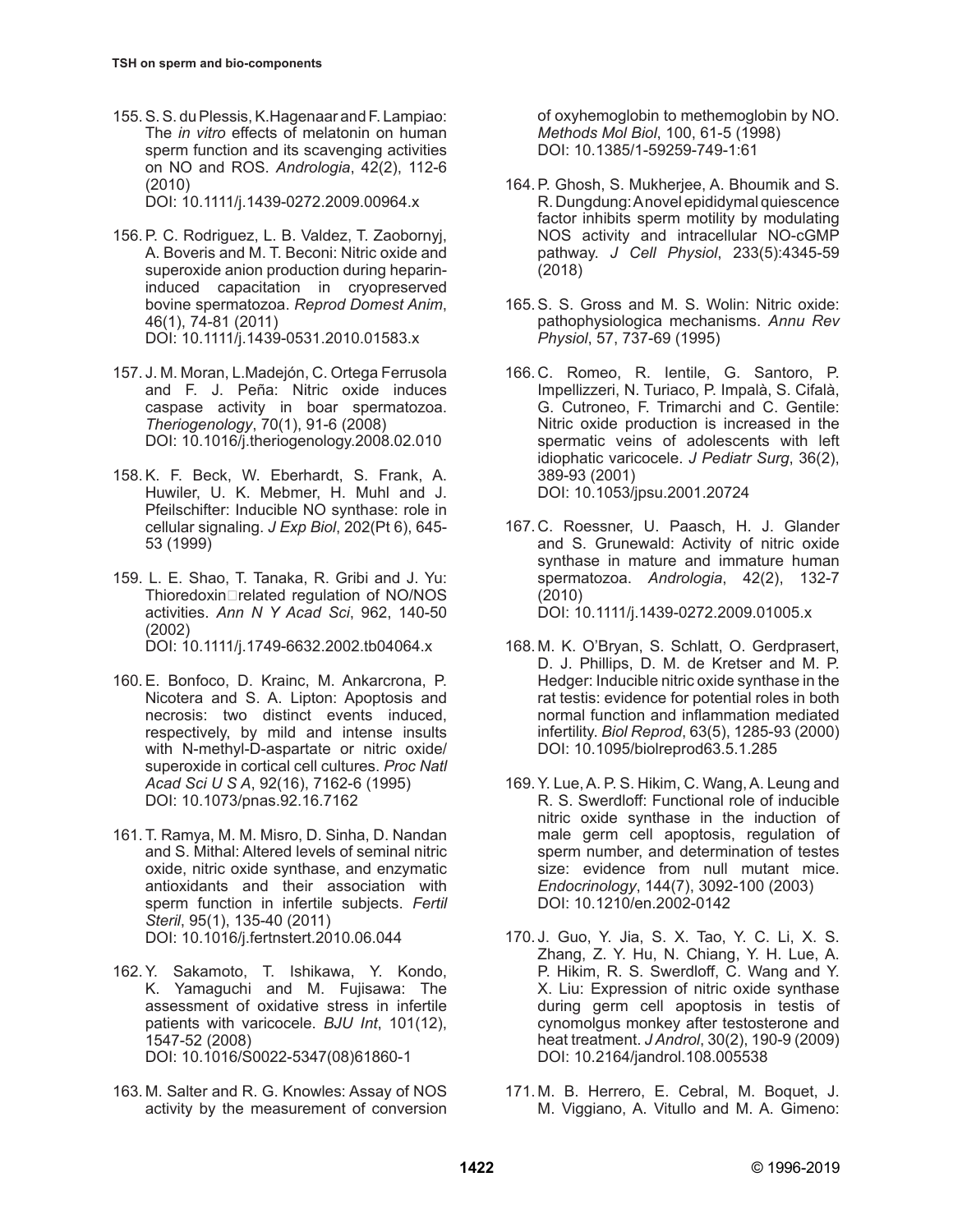155. S. S. du Plessis, K.Hagenaar and F. Lampiao: The *in vitro* effects of melatonin on human sperm function and its scavenging activities on NO and ROS. *Andrologia*, 42(2), 112-6 (2010)
DOI: 10.1111/j.1439-0272.2009.00964.x

156. P. C. Rodriguez, L. B. Valdez, T. Zaobornyj, A. Boveris and M. T. Beconi: Nitric oxide and superoxide anion production during heparin-induced capacitation in cryopreserved bovine spermatozoa. *Reprod Domest Anim*, 46(1), 74-81 (2011)
DOI: 10.1111/j.1439-0531.2010.01583.x

157. J. M. Moran, L.Madejón, C. Ortega Ferrusola and F. J. Peña: Nitric oxide induces caspase activity in boar spermatozoa. *Theriogenology*, 70(1), 91-6 (2008)
DOI: 10.1016/j.theriogenology.2008.02.010

158. K. F. Beck, W. Eberhardt, S. Frank, A. Huwiler, U. K. Mebmer, H. Muhl and J. Pfeilschifter: Inducible NO synthase: role in cellular signaling. *J Exp Biol*, 202(Pt 6), 645-53 (1999)

159. L. E. Shao, T. Tanaka, R. Gribi and J. Yu: Thioredoxin□related regulation of NO/NOS activities. *Ann N Y Acad Sci*, 962, 140-50 (2002)
DOI: 10.1111/j.1749-6632.2002.tb04064.x

160. E. Bonfoco, D. Krainc, M. Ankarcrona, P. Nicotera and S. A. Lipton: Apoptosis and necrosis: two distinct events induced, respectively, by mild and intense insults with N-methyl-D-aspartate or nitric oxide/superoxide in cortical cell cultures. *Proc Natl Acad Sci U S A*, 92(16), 7162-6 (1995)
DOI: 10.1073/pnas.92.16.7162

161. T. Ramya, M. M. Misro, D. Sinha, D. Nandan and S. Mithal: Altered levels of seminal nitric oxide, nitric oxide synthase, and enzymatic antioxidants and their association with sperm function in infertile subjects. *Fertil Steril*, 95(1), 135-40 (2011)
DOI: 10.1016/j.fertnstert.2010.06.044

162. Y. Sakamoto, T. Ishikawa, Y. Kondo, K. Yamaguchi and M. Fujisawa: The assessment of oxidative stress in infertile patients with varicocele. *BJU Int*, 101(12), 1547-52 (2008)
DOI: 10.1016/S0022-5347(08)61860-1

163. M. Salter and R. G. Knowles: Assay of NOS activity by the measurement of conversion of oxyhemoglobin to methemoglobin by NO. *Methods Mol Biol*, 100, 61-5 (1998)
DOI: 10.1385/1-59259-749-1:61

164. P. Ghosh, S. Mukherjee, A. Bhoumik and S. R. Dungdung: A novel epididymal quiescence factor inhibits sperm motility by modulating NOS activity and intracellular NO-cGMP pathway. *J Cell Physiol*, 233(5):4345-59 (2018)

165. S. S. Gross and M. S. Wolin: Nitric oxide: pathophysiologica mechanisms. *Annu Rev Physiol*, 57, 737-69 (1995)

166. C. Romeo, R. Ientile, G. Santoro, P. Impellizzeri, N. Turiaco, P. Impalà, S. Cifalà, G. Cutroneo, F. Trimarchi and C. Gentile: Nitric oxide production is increased in the spermatic veins of adolescents with left idiophatic varicocele. *J Pediatr Surg*, 36(2), 389-93 (2001)
DOI: 10.1053/jpsu.2001.20724

167. C. Roessner, U. Paasch, H. J. Glander and S. Grunewald: Activity of nitric oxide synthase in mature and immature human spermatozoa. *Andrologia*, 42(2), 132-7 (2010)
DOI: 10.1111/j.1439-0272.2009.01005.x

168. M. K. O'Bryan, S. Schlatt, O. Gerdprasert, D. J. Phillips, D. M. de Kretser and M. P. Hedger: Inducible nitric oxide synthase in the rat testis: evidence for potential roles in both normal function and inflammation mediated infertility. *Biol Reprod*, 63(5), 1285-93 (2000)
DOI: 10.1095/biolreprod63.5.1.285

169. Y. Lue, A. P. S. Hikim, C. Wang, A. Leung and R. S. Swerdloff: Functional role of inducible nitric oxide synthase in the induction of male germ cell apoptosis, regulation of sperm number, and determination of testes size: evidence from null mutant mice. *Endocrinology*, 144(7), 3092-100 (2003)
DOI: 10.1210/en.2002-0142

170. J. Guo, Y. Jia, S. X. Tao, Y. C. Li, X. S. Zhang, Z. Y. Hu, N. Chiang, Y. H. Lue, A. P. Hikim, R. S. Swerdloff, C. Wang and Y. X. Liu: Expression of nitric oxide synthase during germ cell apoptosis in testis of cynomolgus monkey after testosterone and heat treatment. *J Androl*, 30(2), 190-9 (2009)
DOI: 10.2164/jandrol.108.005538

171. M. B. Herrero, E. Cebral, M. Boquet, J. M. Viggiano, A. Vitullo and M. A. Gimeno: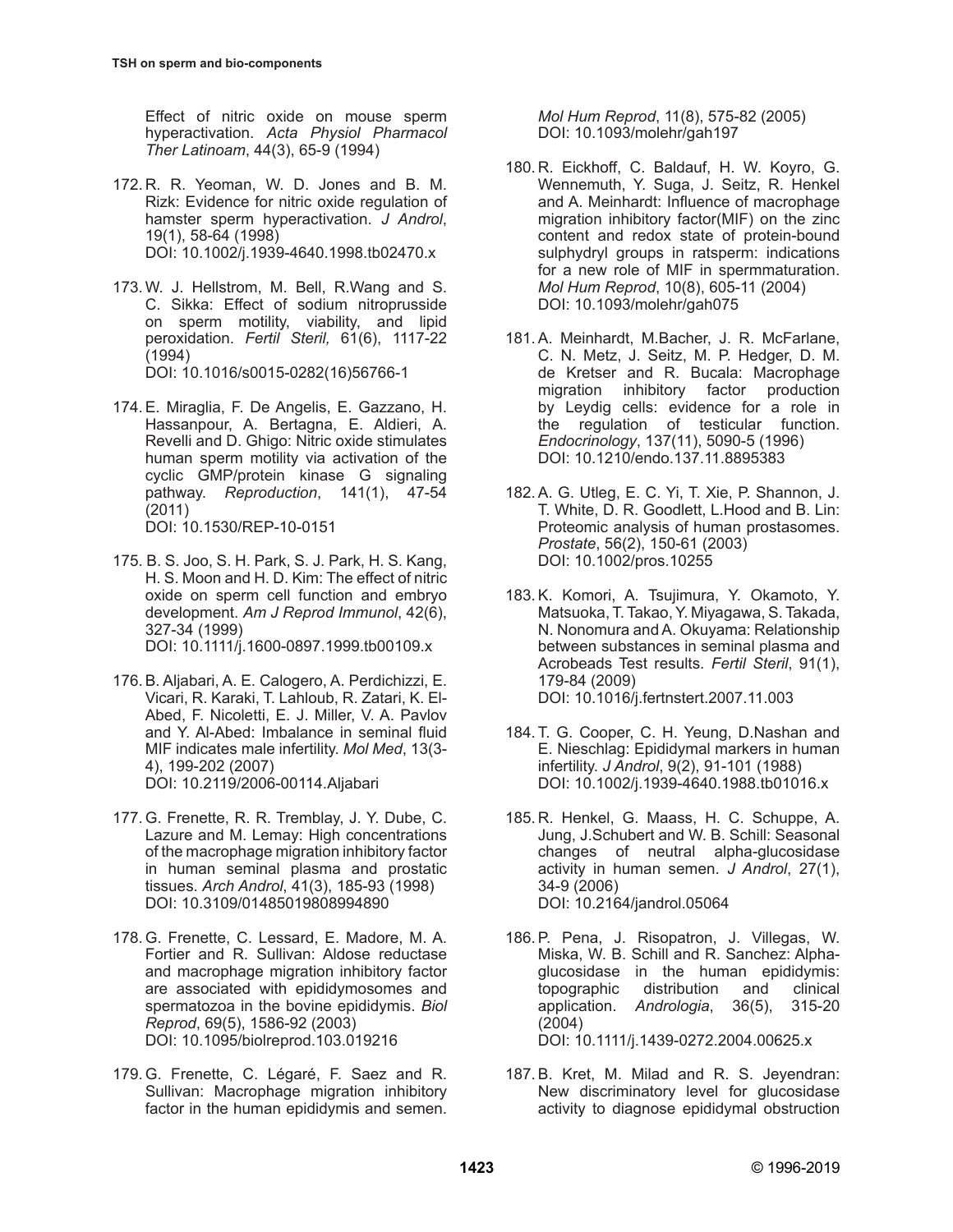Effect of nitric oxide on mouse sperm hyperactivation. *Acta Physiol Pharmacol Ther Latinoam*, 44(3), 65-9 (1994)

172. R. R. Yeoman, W. D. Jones and B. M. Rizk: Evidence for nitric oxide regulation of hamster sperm hyperactivation. *J Androl*, 19(1), 58-64 (1998)
DOI: 10.1002/j.1939-4640.1998.tb02470.x

173. W. J. Hellstrom, M. Bell, R.Wang and S. C. Sikka: Effect of sodium nitroprusside on sperm motility, viability, and lipid peroxidation. *Fertil Steril,* 61(6), 1117-22 (1994)
DOI: 10.1016/s0015-0282(16)56766-1

174. E. Miraglia, F. De Angelis, E. Gazzano, H. Hassanpour, A. Bertagna, E. Aldieri, A. Revelli and D. Ghigo: Nitric oxide stimulates human sperm motility via activation of the cyclic GMP/protein kinase G signaling pathway. *Reproduction*, 141(1), 47-54 (2011)
DOI: 10.1530/REP-10-0151

175. B. S. Joo, S. H. Park, S. J. Park, H. S. Kang, H. S. Moon and H. D. Kim: The effect of nitric oxide on sperm cell function and embryo development. *Am J Reprod Immunol*, 42(6), 327-34 (1999)
DOI: 10.1111/j.1600-0897.1999.tb00109.x

176. B. Aljabari, A. E. Calogero, A. Perdichizzi, E. Vicari, R. Karaki, T. Lahloub, R. Zatari, K. El-Abed, F. Nicoletti, E. J. Miller, V. A. Pavlov and Y. Al-Abed: Imbalance in seminal fluid MIF indicates male infertility. *Mol Med*, 13(3-4), 199-202 (2007)
DOI: 10.2119/2006-00114.Aljabari

177. G. Frenette, R. R. Tremblay, J. Y. Dube, C. Lazure and M. Lemay: High concentrations of the macrophage migration inhibitory factor in human seminal plasma and prostatic tissues. *Arch Androl*, 41(3), 185-93 (1998)
DOI: 10.3109/01485019808994890

178. G. Frenette, C. Lessard, E. Madore, M. A. Fortier and R. Sullivan: Aldose reductase and macrophage migration inhibitory factor are associated with epididymosomes and spermatozoa in the bovine epididymis. *Biol Reprod*, 69(5), 1586-92 (2003)
DOI: 10.1095/biolreprod.103.019216

179. G. Frenette, C. Légaré, F. Saez and R. Sullivan: Macrophage migration inhibitory factor in the human epididymis and semen. *Mol Hum Reprod*, 11(8), 575-82 (2005)
DOI: 10.1093/molehr/gah197

180. R. Eickhoff, C. Baldauf, H. W. Koyro, G. Wennemuth, Y. Suga, J. Seitz, R. Henkel and A. Meinhardt: Influence of macrophage migration inhibitory factor(MIF) on the zinc content and redox state of protein-bound sulphydryl groups in ratsperm: indications for a new role of MIF in spermmaturation. *Mol Hum Reprod*, 10(8), 605-11 (2004)
DOI: 10.1093/molehr/gah075

181. A. Meinhardt, M.Bacher, J. R. McFarlane, C. N. Metz, J. Seitz, M. P. Hedger, D. M. de Kretser and R. Bucala: Macrophage migration inhibitory factor production by Leydig cells: evidence for a role in the regulation of testicular function. *Endocrinology*, 137(11), 5090-5 (1996)
DOI: 10.1210/endo.137.11.8895383

182. A. G. Utleg, E. C. Yi, T. Xie, P. Shannon, J. T. White, D. R. Goodlett, L.Hood and B. Lin: Proteomic analysis of human prostasomes. *Prostate*, 56(2), 150-61 (2003)
DOI: 10.1002/pros.10255

183. K. Komori, A. Tsujimura, Y. Okamoto, Y. Matsuoka, T. Takao, Y. Miyagawa, S. Takada, N. Nonomura and A. Okuyama: Relationship between substances in seminal plasma and Acrobeads Test results. *Fertil Steril*, 91(1), 179-84 (2009)
DOI: 10.1016/j.fertnstert.2007.11.003

184. T. G. Cooper, C. H. Yeung, D.Nashan and E. Nieschlag: Epididymal markers in human infertility. *J Androl*, 9(2), 91-101 (1988)
DOI: 10.1002/j.1939-4640.1988.tb01016.x

185. R. Henkel, G. Maass, H. C. Schuppe, A. Jung, J.Schubert and W. B. Schill: Seasonal changes of neutral alpha-glucosidase activity in human semen. *J Androl*, 27(1), 34-9 (2006)
DOI: 10.2164/jandrol.05064

186. P. Pena, J. Risopatron, J. Villegas, W. Miska, W. B. Schill and R. Sanchez: Alpha-glucosidase in the human epididymis: topographic distribution and clinical application. *Andrologia*, 36(5), 315-20 (2004)
DOI: 10.1111/j.1439-0272.2004.00625.x

187. B. Kret, M. Milad and R. S. Jeyendran: New discriminatory level for glucosidase activity to diagnose epididymal obstruction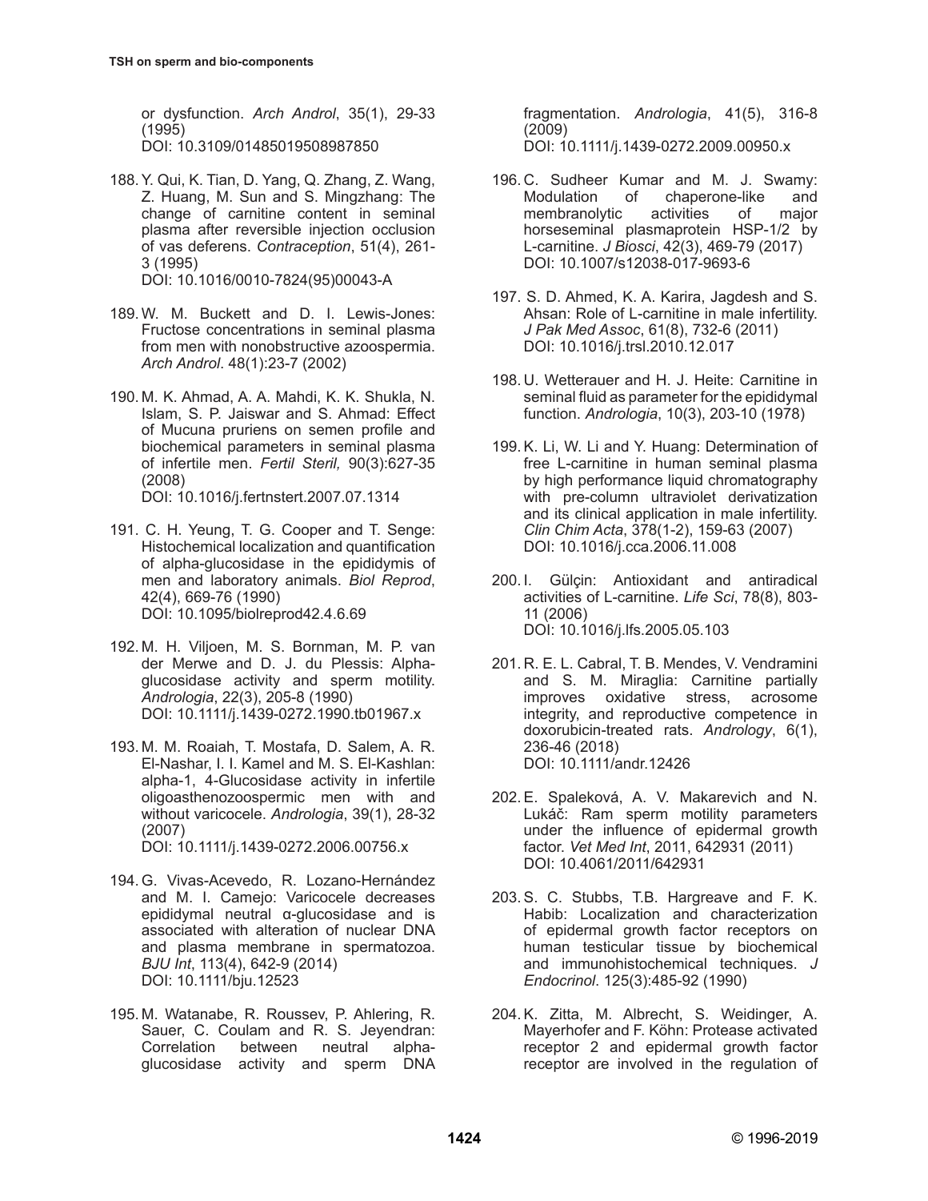or dysfunction. *Arch Androl*, 35(1), 29-33 (1995)
DOI: 10.3109/01485019508987850

188. Y. Qui, K. Tian, D. Yang, Q. Zhang, Z. Wang, Z. Huang, M. Sun and S. Mingzhang: The change of carnitine content in seminal plasma after reversible injection occlusion of vas deferens. *Contraception*, 51(4), 261-3 (1995)
DOI: 10.1016/0010-7824(95)00043-A

189. W. M. Buckett and D. I. Lewis-Jones: Fructose concentrations in seminal plasma from men with nonobstructive azoospermia. *Arch Androl*. 48(1):23-7 (2002)

190. M. K. Ahmad, A. A. Mahdi, K. K. Shukla, N. Islam, S. P. Jaiswar and S. Ahmad: Effect of Mucuna pruriens on semen profile and biochemical parameters in seminal plasma of infertile men. *Fertil Steril,* 90(3):627-35 (2008)
DOI: 10.1016/j.fertnstert.2007.07.1314

191. C. H. Yeung, T. G. Cooper and T. Senge: Histochemical localization and quantification of alpha-glucosidase in the epididymis of men and laboratory animals. *Biol Reprod*, 42(4), 669-76 (1990)
DOI: 10.1095/biolreprod42.4.6.69

192. M. H. Viljoen, M. S. Bornman, M. P. van der Merwe and D. J. du Plessis: Alpha-glucosidase activity and sperm motility. *Andrologia*, 22(3), 205-8 (1990)
DOI: 10.1111/j.1439-0272.1990.tb01967.x

193. M. M. Roaiah, T. Mostafa, D. Salem, A. R. El-Nashar, I. I. Kamel and M. S. El-Kashlan: alpha-1, 4-Glucosidase activity in infertile oligoasthenozoospermic men with and without varicocele. *Andrologia*, 39(1), 28-32 (2007)
DOI: 10.1111/j.1439-0272.2006.00756.x

194. G. Vivas-Acevedo, R. Lozano-Hernández and M. I. Camejo: Varicocele decreases epididymal neutral α-glucosidase and is associated with alteration of nuclear DNA and plasma membrane in spermatozoa. *BJU Int*, 113(4), 642-9 (2014)
DOI: 10.1111/bju.12523

195. M. Watanabe, R. Roussev, P. Ahlering, R. Sauer, C. Coulam and R. S. Jeyendran: Correlation between neutral alpha-glucosidase activity and sperm DNA fragmentation. *Andrologia*, 41(5), 316-8 (2009)
DOI: 10.1111/j.1439-0272.2009.00950.x

196. C. Sudheer Kumar and M. J. Swamy: Modulation of chaperone-like and membranolytic activities of major horseseminal plasmaprotein HSP-1/2 by L-carnitine. *J Biosci*, 42(3), 469-79 (2017)
DOI: 10.1007/s12038-017-9693-6

197. S. D. Ahmed, K. A. Karira, Jagdesh and S. Ahsan: Role of L-carnitine in male infertility. *J Pak Med Assoc*, 61(8), 732-6 (2011)
DOI: 10.1016/j.trsl.2010.12.017

198. U. Wetterauer and H. J. Heite: Carnitine in seminal fluid as parameter for the epididymal function. *Andrologia*, 10(3), 203-10 (1978)

199. K. Li, W. Li and Y. Huang: Determination of free L-carnitine in human seminal plasma by high performance liquid chromatography with pre-column ultraviolet derivatization and its clinical application in male infertility. *Clin Chim Acta*, 378(1-2), 159-63 (2007)
DOI: 10.1016/j.cca.2006.11.008

200. I. Gülçin: Antioxidant and antiradical activities of L-carnitine. *Life Sci*, 78(8), 803-11 (2006)
DOI: 10.1016/j.lfs.2005.05.103

201. R. E. L. Cabral, T. B. Mendes, V. Vendramini and S. M. Miraglia: Carnitine partially improves oxidative stress, acrosome integrity, and reproductive competence in doxorubicin-treated rats. *Andrology*, 6(1), 236-46 (2018)
DOI: 10.1111/andr.12426

202. E. Spaleková, A. V. Makarevich and N. Lukáč: Ram sperm motility parameters under the influence of epidermal growth factor. *Vet Med Int*, 2011, 642931 (2011)
DOI: 10.4061/2011/642931

203. S. C. Stubbs, T.B. Hargreave and F. K. Habib: Localization and characterization of epidermal growth factor receptors on human testicular tissue by biochemical and immunohistochemical techniques. *J Endocrinol*. 125(3):485-92 (1990)

204. K. Zitta, M. Albrecht, S. Weidinger, A. Mayerhofer and F. Köhn: Protease activated receptor 2 and epidermal growth factor receptor are involved in the regulation of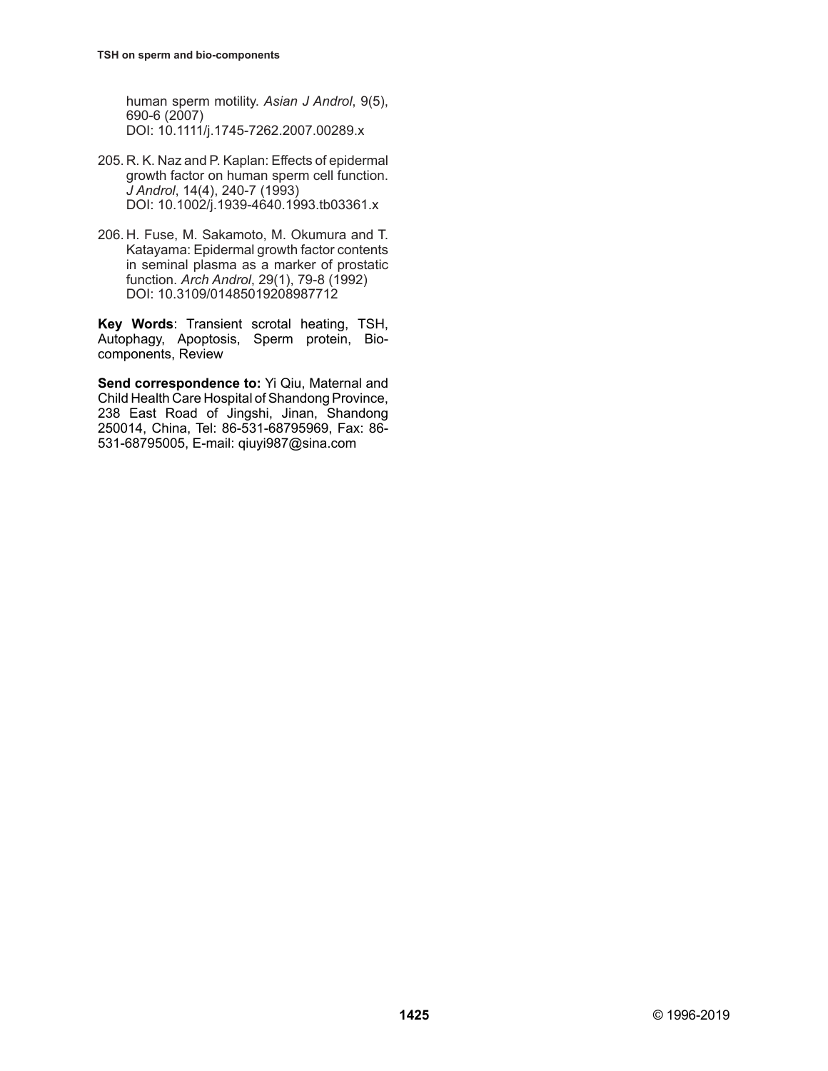human sperm motility. *Asian J Androl*, 9(5), 690-6 (2007)
DOI: 10.1111/j.1745-7262.2007.00289.x

205. R. K. Naz and P. Kaplan: Effects of epidermal growth factor on human sperm cell function. *J Androl*, 14(4), 240-7 (1993)
DOI: 10.1002/j.1939-4640.1993.tb03361.x

206. H. Fuse, M. Sakamoto, M. Okumura and T. Katayama: Epidermal growth factor contents in seminal plasma as a marker of prostatic function. *Arch Androl*, 29(1), 79-8 (1992)
DOI: 10.3109/01485019208987712

**Key Words**: Transient scrotal heating, TSH, Autophagy, Apoptosis, Sperm protein, Bio-components, Review

**Send correspondence to:** Yi Qiu, Maternal and Child Health Care Hospital of Shandong Province, 238 East Road of Jingshi, Jinan, Shandong 250014, China, Tel: 86-531-68795969, Fax: 86-531-68795005, E-mail: qiuyi987@sina.com